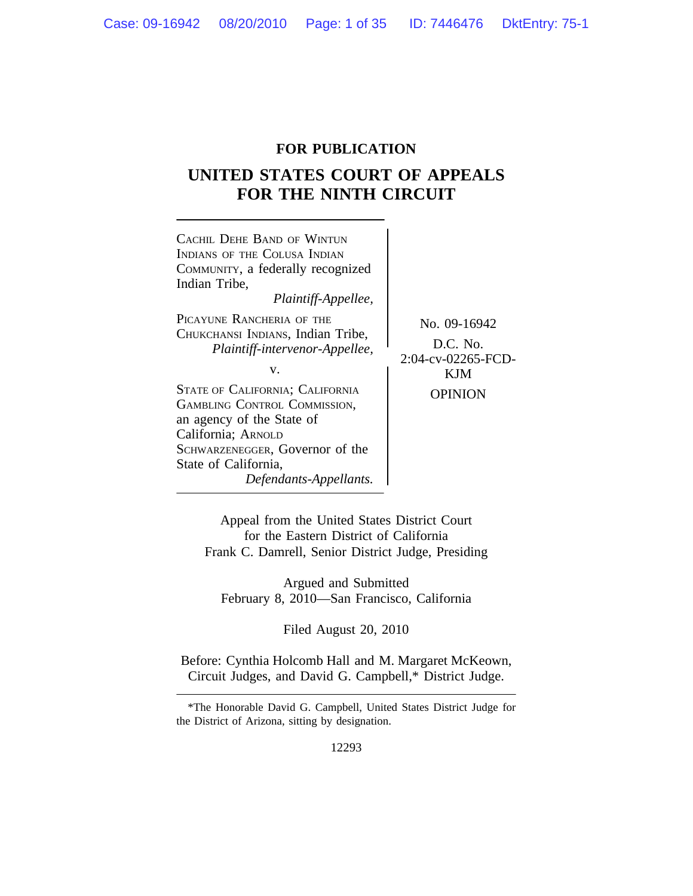**FOR PUBLICATION**

# UNITED STATES COURT OF APPEALS FOR THE NINTH CIRCUIT

CACHIL DEHE BAND OF WINTUN INDIANS OF THE COLUSA INDIAN COMMUNITY, a federally recognized Indian Tribe,
*Plaintiff-Appellee,*

PICAYUNE RANCHERIA OF THE CHUKCHANSI INDIANS, Indian Tribe,
*Plaintiff-intervenor-Appellee,*

v.

STATE OF CALIFORNIA; CALIFORNIA GAMBLING CONTROL COMMISSION, an agency of the State of California; ARNOLD SCHWARZENEGGER, Governor of the State of California,
*Defendants-Appellants.*

No. 09-16942

D.C. No. 2:04-cv-02265-FCD-KJM

OPINION

Appeal from the United States District Court for the Eastern District of California
Frank C. Damrell, Senior District Judge, Presiding

Argued and Submitted
February 8, 2010—San Francisco, California

Filed August 20, 2010

Before: Cynthia Holcomb Hall and M. Margaret McKeown, Circuit Judges, and David G. Campbell,* District Judge.

*The Honorable David G. Campbell, United States District Judge for the District of Arizona, sitting by designation.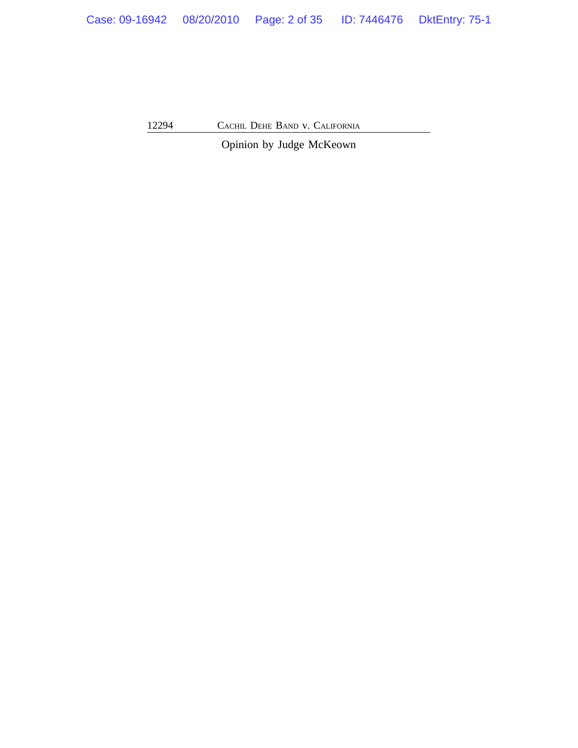Opinion by Judge McKeown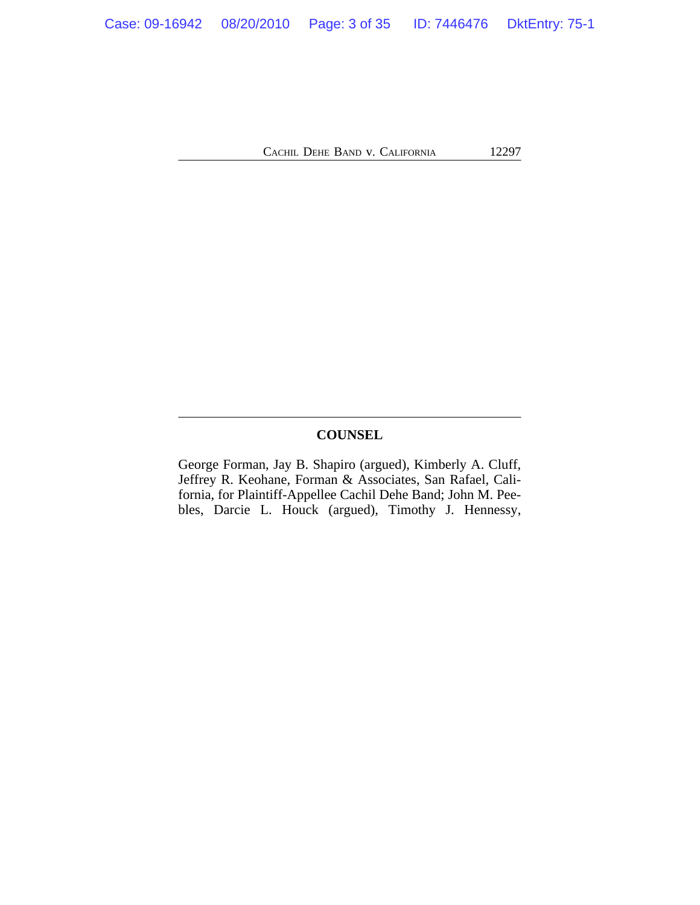## COUNSEL

George Forman, Jay B. Shapiro (argued), Kimberly A. Cluff, Jeffrey R. Keohane, Forman & Associates, San Rafael, California, for Plaintiff-Appellee Cachil Dehe Band; John M. Peebles, Darcie L. Houck (argued), Timothy J. Hennessy,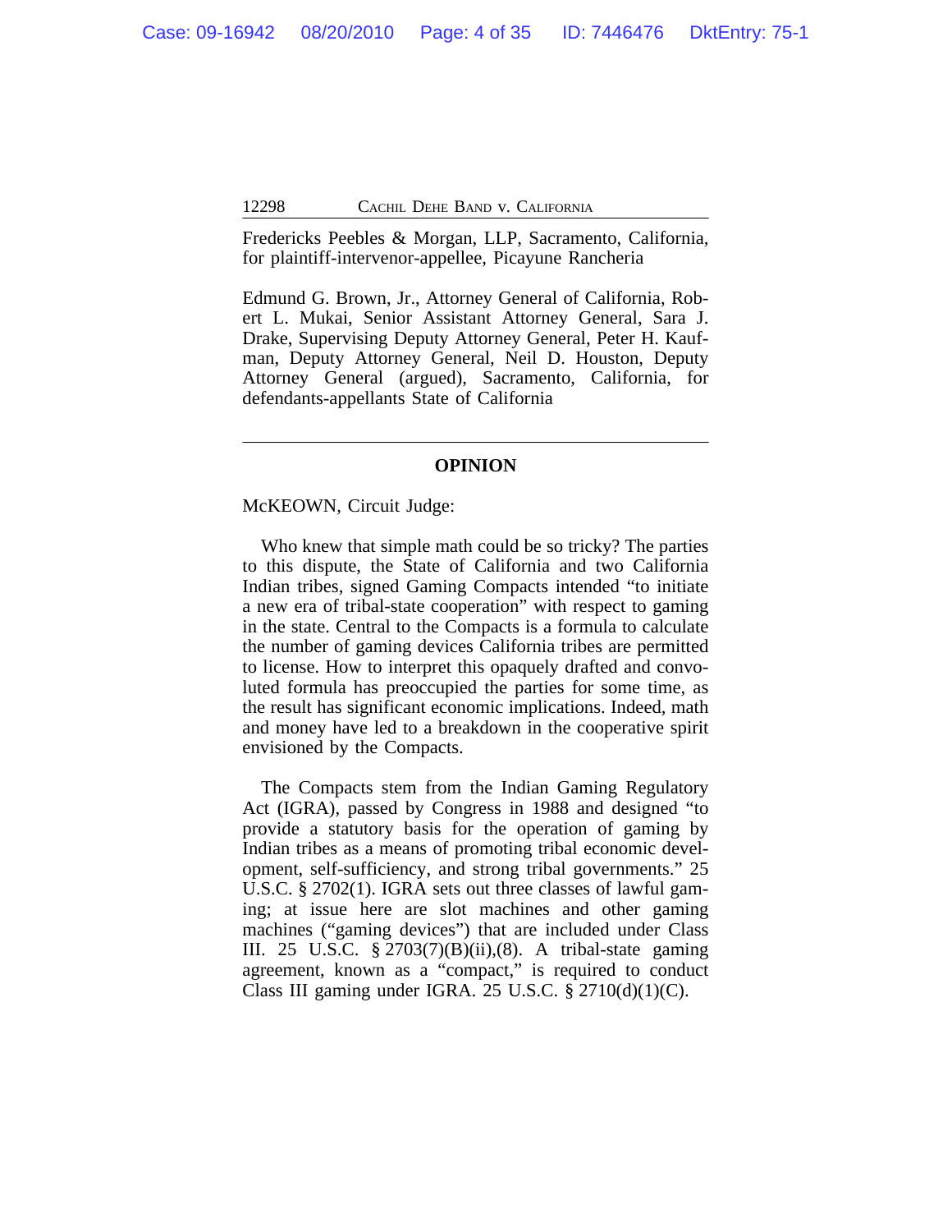Fredericks Peebles & Morgan, LLP, Sacramento, California, for plaintiff-intervenor-appellee, Picayune Rancheria

Edmund G. Brown, Jr., Attorney General of California, Robert L. Mukai, Senior Assistant Attorney General, Sara J. Drake, Supervising Deputy Attorney General, Peter H. Kaufman, Deputy Attorney General, Neil D. Houston, Deputy Attorney General (argued), Sacramento, California, for defendants-appellants State of California

---

## OPINION

McKEOWN, Circuit Judge:

Who knew that simple math could be so tricky? The parties to this dispute, the State of California and two California Indian tribes, signed Gaming Compacts intended "to initiate a new era of tribal-state cooperation" with respect to gaming in the state. Central to the Compacts is a formula to calculate the number of gaming devices California tribes are permitted to license. How to interpret this opaquely drafted and convoluted formula has preoccupied the parties for some time, as the result has significant economic implications. Indeed, math and money have led to a breakdown in the cooperative spirit envisioned by the Compacts.

The Compacts stem from the Indian Gaming Regulatory Act (IGRA), passed by Congress in 1988 and designed "to provide a statutory basis for the operation of gaming by Indian tribes as a means of promoting tribal economic development, self-sufficiency, and strong tribal governments." 25 U.S.C. § 2702(1). IGRA sets out three classes of lawful gaming; at issue here are slot machines and other gaming machines ("gaming devices") that are included under Class III. 25 U.S.C. § 2703(7)(B)(ii),(8). A tribal-state gaming agreement, known as a "compact," is required to conduct Class III gaming under IGRA. 25 U.S.C. § 2710(d)(1)(C).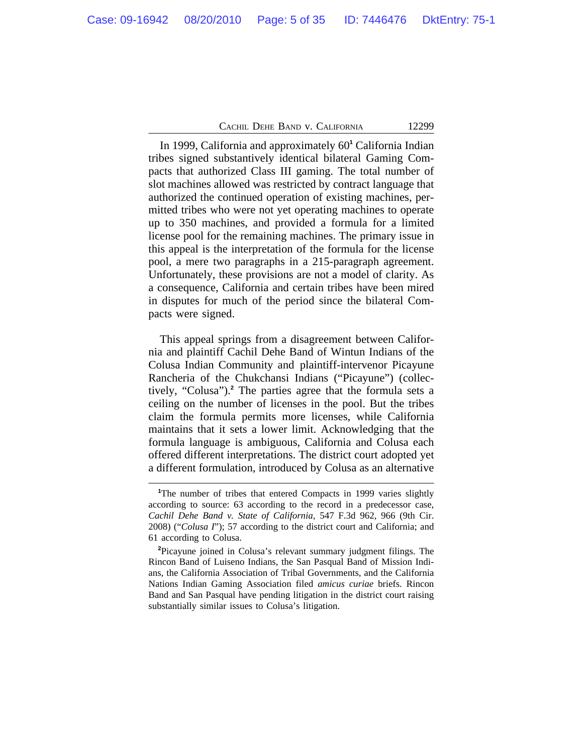In 1999, California and approximately 60[1] California Indian tribes signed substantively identical bilateral Gaming Compacts that authorized Class III gaming. The total number of slot machines allowed was restricted by contract language that authorized the continued operation of existing machines, permitted tribes who were not yet operating machines to operate up to 350 machines, and provided a formula for a limited license pool for the remaining machines. The primary issue in this appeal is the interpretation of the formula for the license pool, a mere two paragraphs in a 215-paragraph agreement. Unfortunately, these provisions are not a model of clarity. As a consequence, California and certain tribes have been mired in disputes for much of the period since the bilateral Compacts were signed.

This appeal springs from a disagreement between California and plaintiff Cachil Dehe Band of Wintun Indians of the Colusa Indian Community and plaintiff-intervenor Picayune Rancheria of the Chukchansi Indians ("Picayune") (collectively, "Colusa").[2] The parties agree that the formula sets a ceiling on the number of licenses in the pool. But the tribes claim the formula permits more licenses, while California maintains that it sets a lower limit. Acknowledging that the formula language is ambiguous, California and Colusa each offered different interpretations. The district court adopted yet a different formulation, introduced by Colusa as an alternative

---

[1]The number of tribes that entered Compacts in 1999 varies slightly according to source: 63 according to the record in a predecessor case, *Cachil Dehe Band v. State of California*, 547 F.3d 962, 966 (9th Cir. 2008) ("*Colusa I*"); 57 according to the district court and California; and 61 according to Colusa.

[2]Picayune joined in Colusa's relevant summary judgment filings. The Rincon Band of Luiseno Indians, the San Pasqual Band of Mission Indians, the California Association of Tribal Governments, and the California Nations Indian Gaming Association filed *amicus curiae* briefs. Rincon Band and San Pasqual have pending litigation in the district court raising substantially similar issues to Colusa's litigation.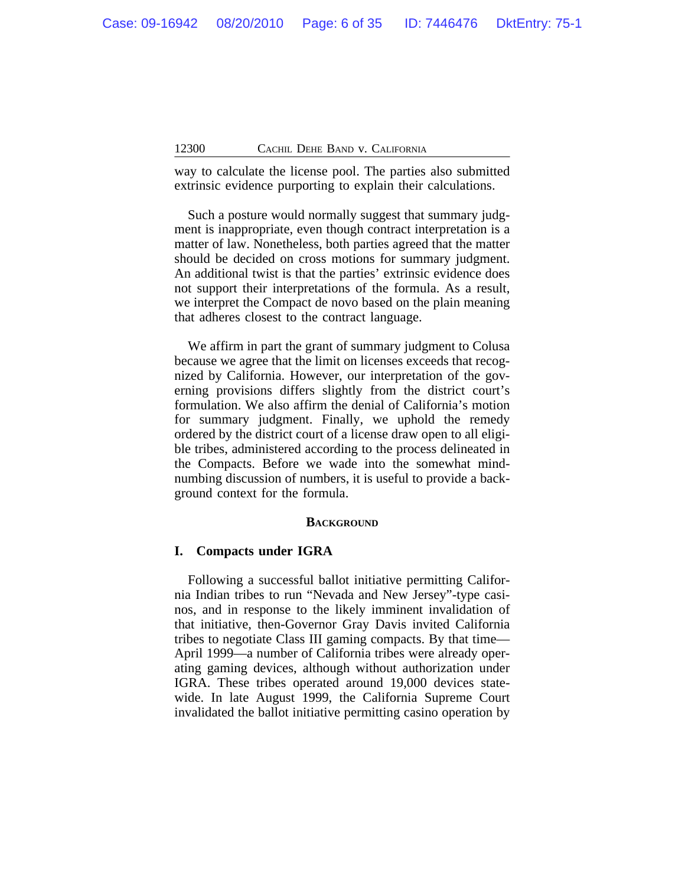way to calculate the license pool. The parties also submitted extrinsic evidence purporting to explain their calculations.

Such a posture would normally suggest that summary judgment is inappropriate, even though contract interpretation is a matter of law. Nonetheless, both parties agreed that the matter should be decided on cross motions for summary judgment. An additional twist is that the parties' extrinsic evidence does not support their interpretations of the formula. As a result, we interpret the Compact de novo based on the plain meaning that adheres closest to the contract language.

We affirm in part the grant of summary judgment to Colusa because we agree that the limit on licenses exceeds that recognized by California. However, our interpretation of the governing provisions differs slightly from the district court's formulation. We also affirm the denial of California's motion for summary judgment. Finally, we uphold the remedy ordered by the district court of a license draw open to all eligible tribes, administered according to the process delineated in the Compacts. Before we wade into the somewhat mind-numbing discussion of numbers, it is useful to provide a background context for the formula.

## BACKGROUND

### I. Compacts under IGRA

Following a successful ballot initiative permitting California Indian tribes to run "Nevada and New Jersey"-type casinos, and in response to the likely imminent invalidation of that initiative, then-Governor Gray Davis invited California tribes to negotiate Class III gaming compacts. By that time—April 1999—a number of California tribes were already operating gaming devices, although without authorization under IGRA. These tribes operated around 19,000 devices statewide. In late August 1999, the California Supreme Court invalidated the ballot initiative permitting casino operation by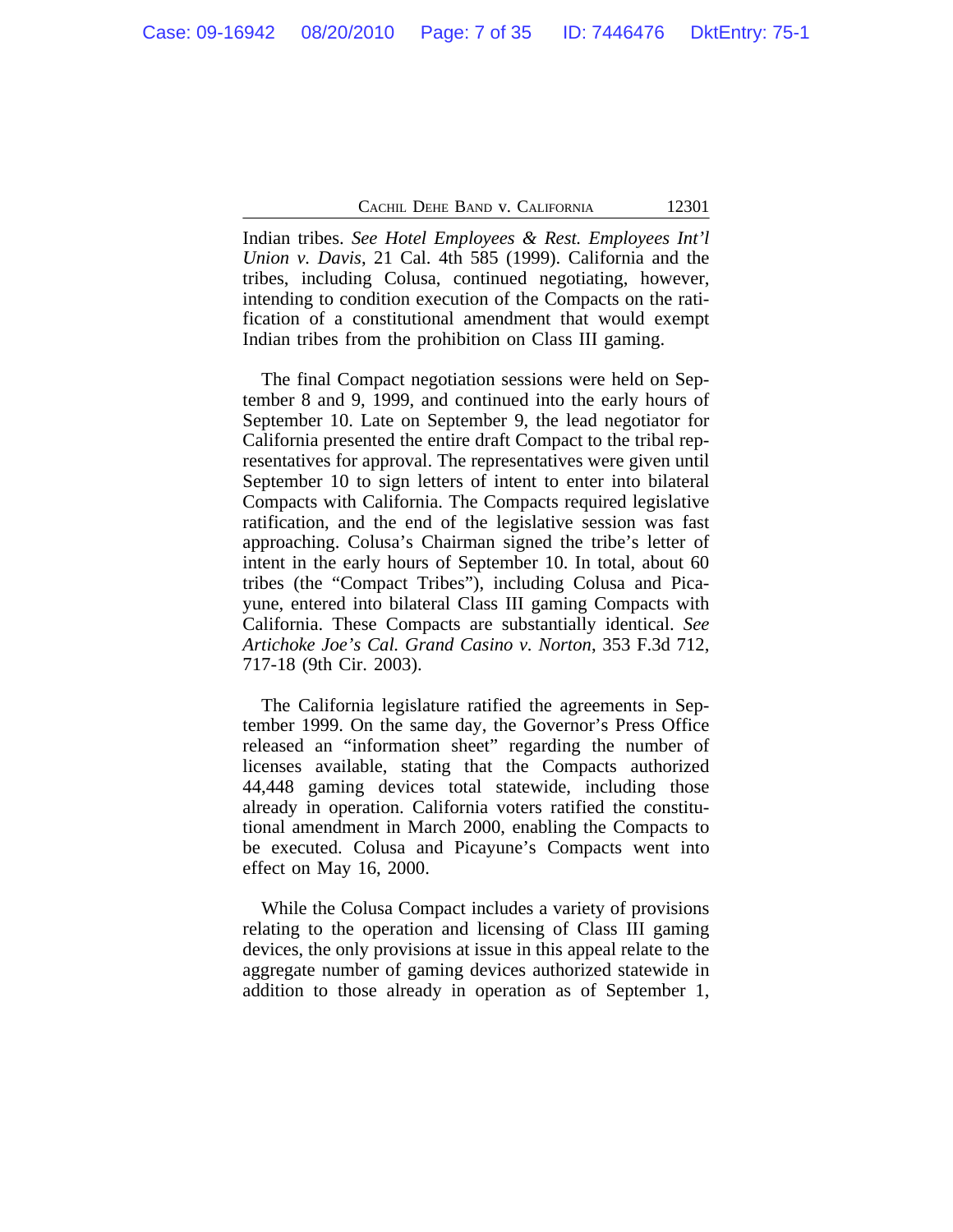Indian tribes. *See Hotel Employees & Rest. Employees Int'l Union v. Davis*, 21 Cal. 4th 585 (1999). California and the tribes, including Colusa, continued negotiating, however, intending to condition execution of the Compacts on the ratification of a constitutional amendment that would exempt Indian tribes from the prohibition on Class III gaming.

The final Compact negotiation sessions were held on September 8 and 9, 1999, and continued into the early hours of September 10. Late on September 9, the lead negotiator for California presented the entire draft Compact to the tribal representatives for approval. The representatives were given until September 10 to sign letters of intent to enter into bilateral Compacts with California. The Compacts required legislative ratification, and the end of the legislative session was fast approaching. Colusa's Chairman signed the tribe's letter of intent in the early hours of September 10. In total, about 60 tribes (the "Compact Tribes"), including Colusa and Picayune, entered into bilateral Class III gaming Compacts with California. These Compacts are substantially identical. *See Artichoke Joe's Cal. Grand Casino v. Norton*, 353 F.3d 712, 717-18 (9th Cir. 2003).

The California legislature ratified the agreements in September 1999. On the same day, the Governor's Press Office released an "information sheet" regarding the number of licenses available, stating that the Compacts authorized 44,448 gaming devices total statewide, including those already in operation. California voters ratified the constitutional amendment in March 2000, enabling the Compacts to be executed. Colusa and Picayune's Compacts went into effect on May 16, 2000.

While the Colusa Compact includes a variety of provisions relating to the operation and licensing of Class III gaming devices, the only provisions at issue in this appeal relate to the aggregate number of gaming devices authorized statewide in addition to those already in operation as of September 1,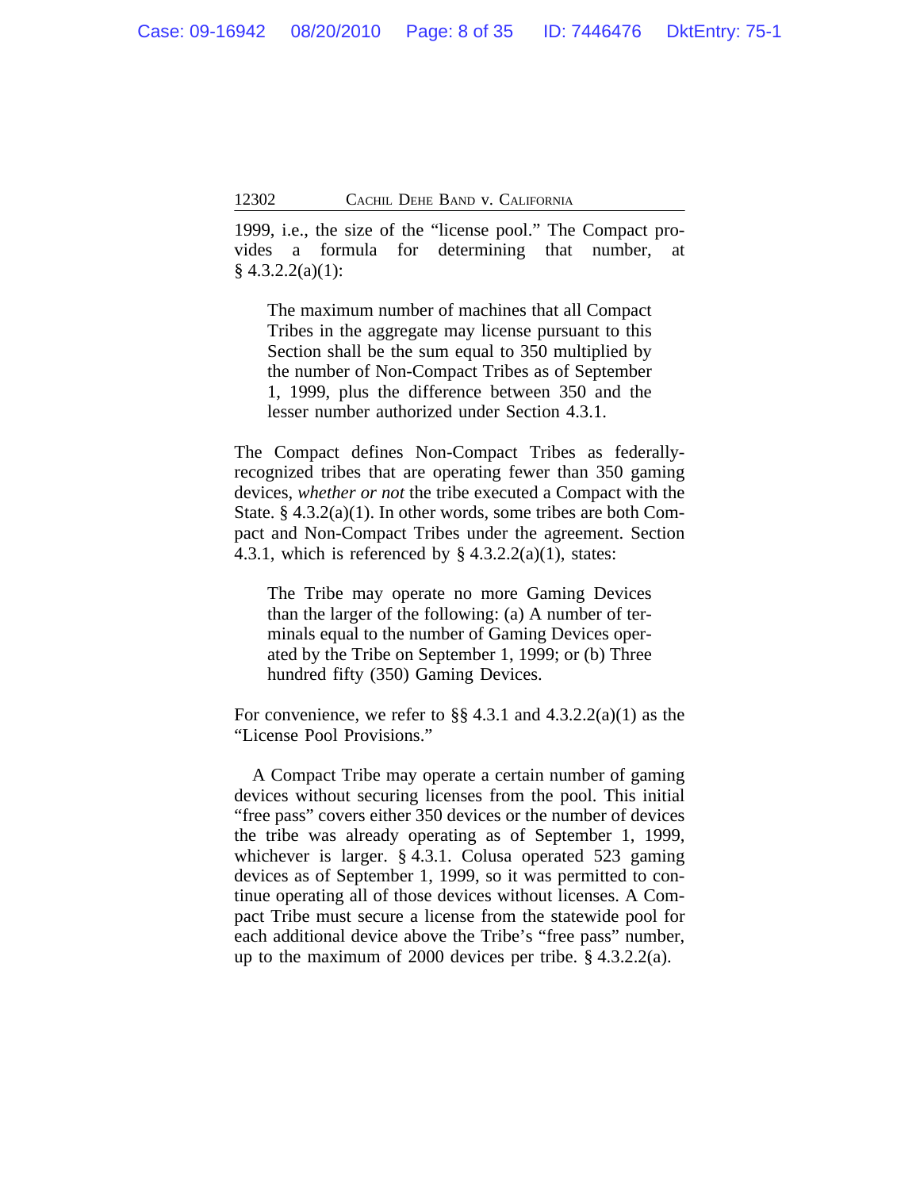1999, i.e., the size of the "license pool." The Compact provides a formula for determining that number, at § 4.3.2.2(a)(1):

> The maximum number of machines that all Compact Tribes in the aggregate may license pursuant to this Section shall be the sum equal to 350 multiplied by the number of Non-Compact Tribes as of September 1, 1999, plus the difference between 350 and the lesser number authorized under Section 4.3.1.

The Compact defines Non-Compact Tribes as federally-recognized tribes that are operating fewer than 350 gaming devices, *whether or not* the tribe executed a Compact with the State. § 4.3.2(a)(1). In other words, some tribes are both Compact and Non-Compact Tribes under the agreement. Section 4.3.1, which is referenced by § 4.3.2.2(a)(1), states:

> The Tribe may operate no more Gaming Devices than the larger of the following: (a) A number of terminals equal to the number of Gaming Devices operated by the Tribe on September 1, 1999; or (b) Three hundred fifty (350) Gaming Devices.

For convenience, we refer to §§ 4.3.1 and 4.3.2.2(a)(1) as the "License Pool Provisions."

A Compact Tribe may operate a certain number of gaming devices without securing licenses from the pool. This initial "free pass" covers either 350 devices or the number of devices the tribe was already operating as of September 1, 1999, whichever is larger. § 4.3.1. Colusa operated 523 gaming devices as of September 1, 1999, so it was permitted to continue operating all of those devices without licenses. A Compact Tribe must secure a license from the statewide pool for each additional device above the Tribe's "free pass" number, up to the maximum of 2000 devices per tribe. § 4.3.2.2(a).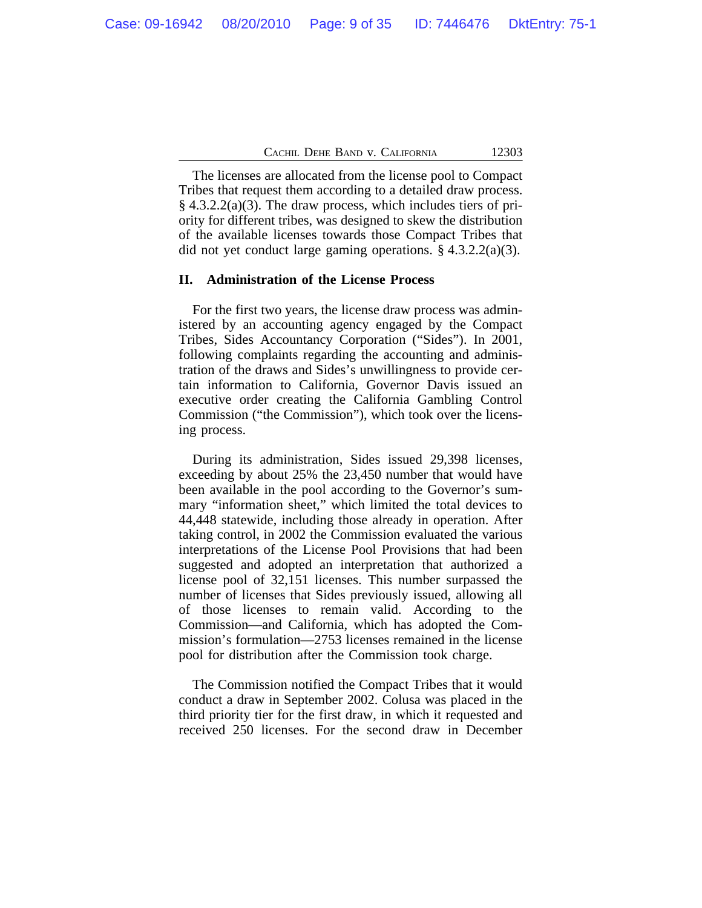The licenses are allocated from the license pool to Compact Tribes that request them according to a detailed draw process. § 4.3.2.2(a)(3). The draw process, which includes tiers of priority for different tribes, was designed to skew the distribution of the available licenses towards those Compact Tribes that did not yet conduct large gaming operations. § 4.3.2.2(a)(3).

## II. Administration of the License Process

For the first two years, the license draw process was administered by an accounting agency engaged by the Compact Tribes, Sides Accountancy Corporation ("Sides"). In 2001, following complaints regarding the accounting and administration of the draws and Sides's unwillingness to provide certain information to California, Governor Davis issued an executive order creating the California Gambling Control Commission ("the Commission"), which took over the licensing process.

During its administration, Sides issued 29,398 licenses, exceeding by about 25% the 23,450 number that would have been available in the pool according to the Governor's summary "information sheet," which limited the total devices to 44,448 statewide, including those already in operation. After taking control, in 2002 the Commission evaluated the various interpretations of the License Pool Provisions that had been suggested and adopted an interpretation that authorized a license pool of 32,151 licenses. This number surpassed the number of licenses that Sides previously issued, allowing all of those licenses to remain valid. According to the Commission—and California, which has adopted the Commission's formulation—2753 licenses remained in the license pool for distribution after the Commission took charge.

The Commission notified the Compact Tribes that it would conduct a draw in September 2002. Colusa was placed in the third priority tier for the first draw, in which it requested and received 250 licenses. For the second draw in December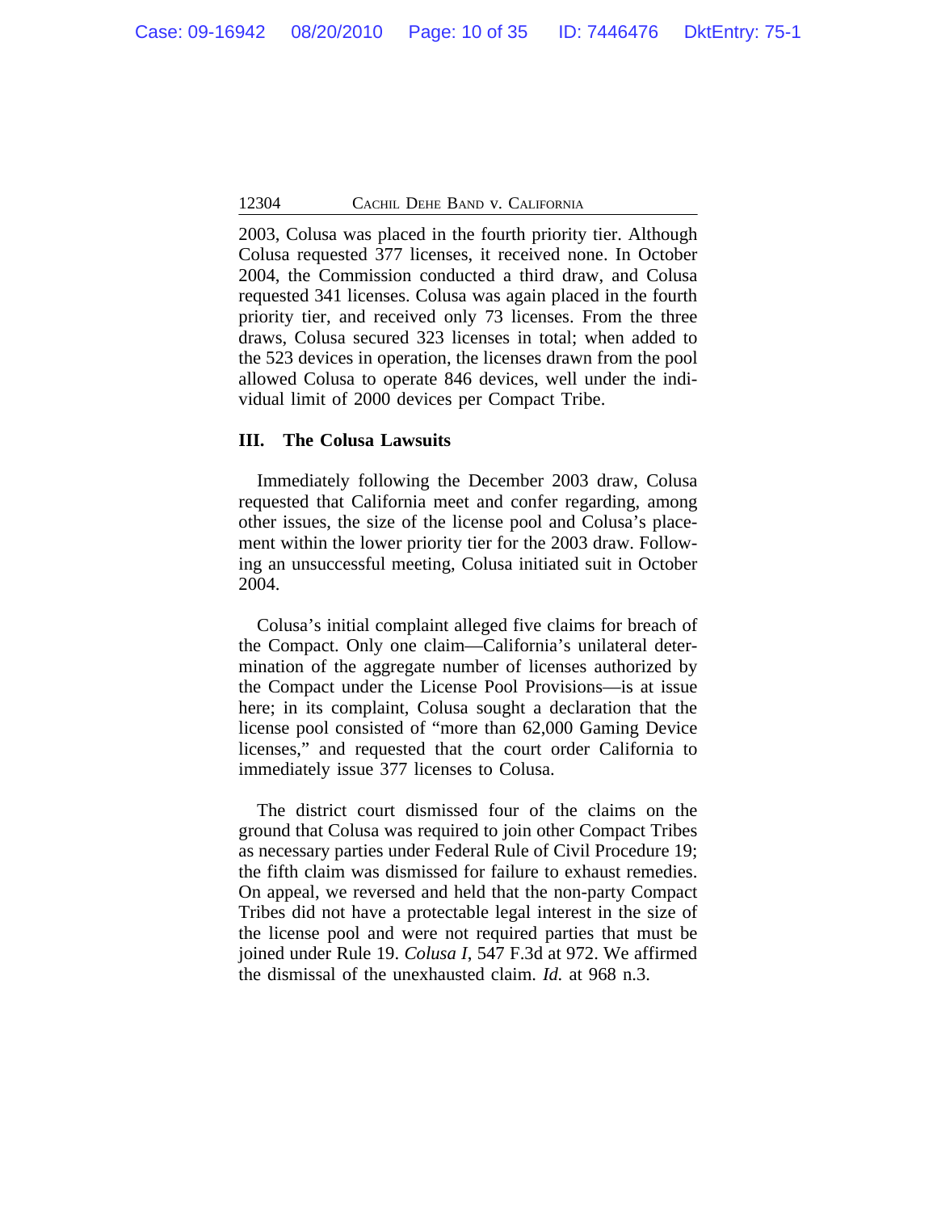2003, Colusa was placed in the fourth priority tier. Although Colusa requested 377 licenses, it received none. In October 2004, the Commission conducted a third draw, and Colusa requested 341 licenses. Colusa was again placed in the fourth priority tier, and received only 73 licenses. From the three draws, Colusa secured 323 licenses in total; when added to the 523 devices in operation, the licenses drawn from the pool allowed Colusa to operate 846 devices, well under the individual limit of 2000 devices per Compact Tribe.

## III. The Colusa Lawsuits

Immediately following the December 2003 draw, Colusa requested that California meet and confer regarding, among other issues, the size of the license pool and Colusa's placement within the lower priority tier for the 2003 draw. Following an unsuccessful meeting, Colusa initiated suit in October 2004.

Colusa's initial complaint alleged five claims for breach of the Compact. Only one claim—California's unilateral determination of the aggregate number of licenses authorized by the Compact under the License Pool Provisions—is at issue here; in its complaint, Colusa sought a declaration that the license pool consisted of "more than 62,000 Gaming Device licenses," and requested that the court order California to immediately issue 377 licenses to Colusa.

The district court dismissed four of the claims on the ground that Colusa was required to join other Compact Tribes as necessary parties under Federal Rule of Civil Procedure 19; the fifth claim was dismissed for failure to exhaust remedies. On appeal, we reversed and held that the non-party Compact Tribes did not have a protectable legal interest in the size of the license pool and were not required parties that must be joined under Rule 19. *Colusa I*, 547 F.3d at 972. We affirmed the dismissal of the unexhausted claim. *Id.* at 968 n.3.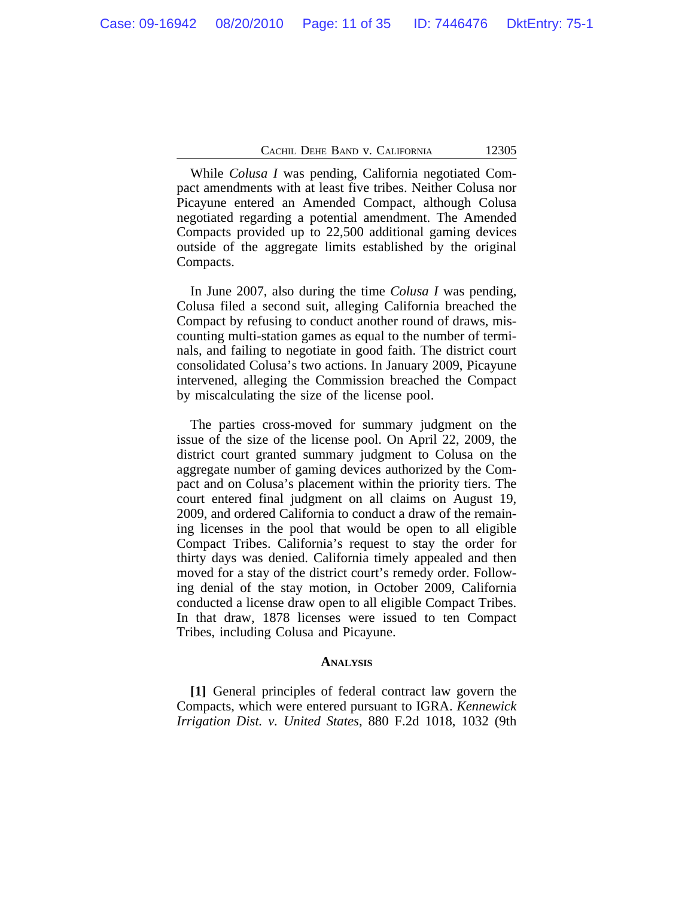While *Colusa I* was pending, California negotiated Compact amendments with at least five tribes. Neither Colusa nor Picayune entered an Amended Compact, although Colusa negotiated regarding a potential amendment. The Amended Compacts provided up to 22,500 additional gaming devices outside of the aggregate limits established by the original Compacts.

In June 2007, also during the time *Colusa I* was pending, Colusa filed a second suit, alleging California breached the Compact by refusing to conduct another round of draws, miscounting multi-station games as equal to the number of terminals, and failing to negotiate in good faith. The district court consolidated Colusa's two actions. In January 2009, Picayune intervened, alleging the Commission breached the Compact by miscalculating the size of the license pool.

The parties cross-moved for summary judgment on the issue of the size of the license pool. On April 22, 2009, the district court granted summary judgment to Colusa on the aggregate number of gaming devices authorized by the Compact and on Colusa's placement within the priority tiers. The court entered final judgment on all claims on August 19, 2009, and ordered California to conduct a draw of the remaining licenses in the pool that would be open to all eligible Compact Tribes. California's request to stay the order for thirty days was denied. California timely appealed and then moved for a stay of the district court's remedy order. Following denial of the stay motion, in October 2009, California conducted a license draw open to all eligible Compact Tribes. In that draw, 1878 licenses were issued to ten Compact Tribes, including Colusa and Picayune.

## ANALYSIS

**[1]** General principles of federal contract law govern the Compacts, which were entered pursuant to IGRA. *Kennewick Irrigation Dist. v. United States*, 880 F.2d 1018, 1032 (9th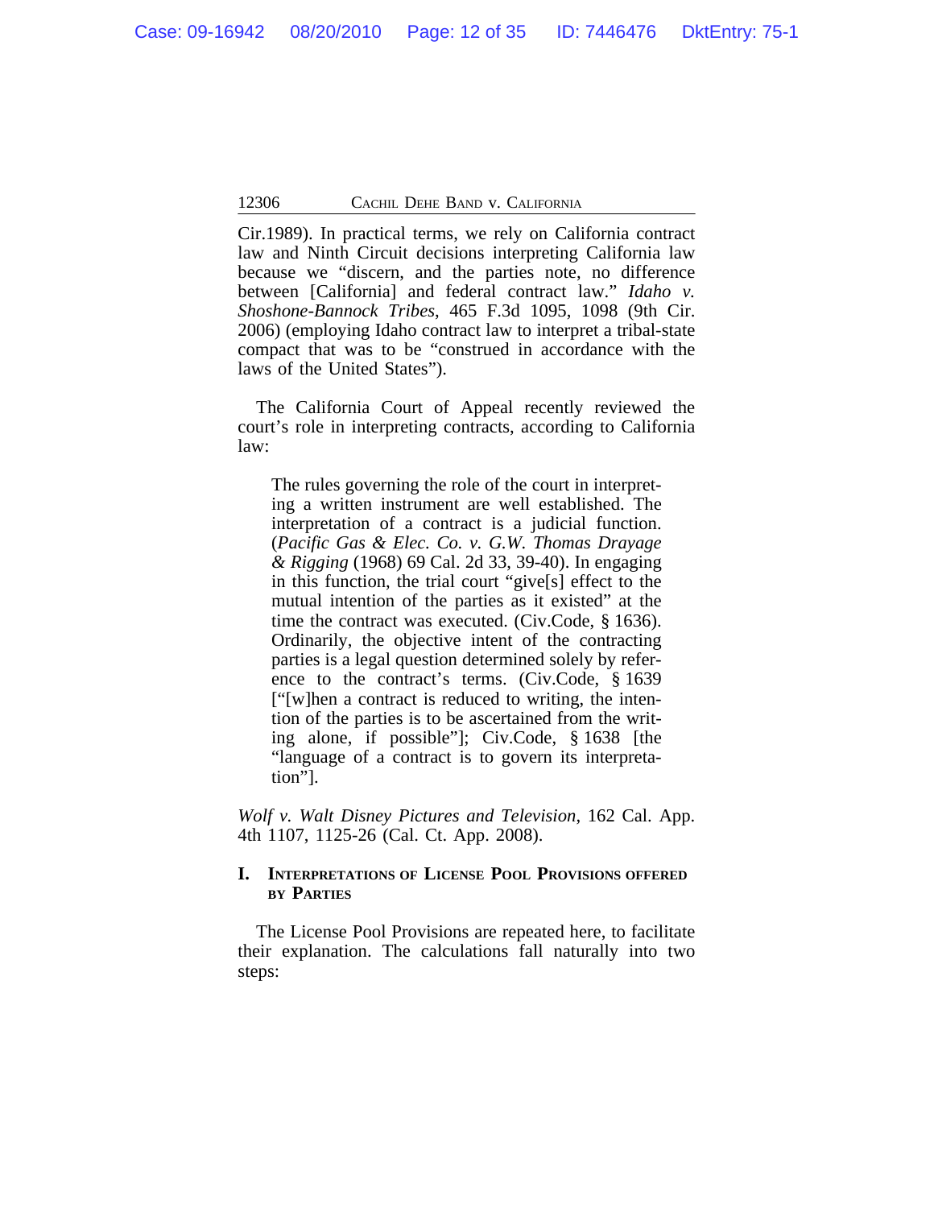Cir.1989). In practical terms, we rely on California contract law and Ninth Circuit decisions interpreting California law because we "discern, and the parties note, no difference between [California] and federal contract law." *Idaho v. Shoshone-Bannock Tribes*, 465 F.3d 1095, 1098 (9th Cir. 2006) (employing Idaho contract law to interpret a tribal-state compact that was to be "construed in accordance with the laws of the United States").

The California Court of Appeal recently reviewed the court's role in interpreting contracts, according to California law:

> The rules governing the role of the court in interpreting a written instrument are well established. The interpretation of a contract is a judicial function. (*Pacific Gas & Elec. Co. v. G.W. Thomas Drayage & Rigging* (1968) 69 Cal. 2d 33, 39-40). In engaging in this function, the trial court "give[s] effect to the mutual intention of the parties as it existed" at the time the contract was executed. (Civ.Code, § 1636). Ordinarily, the objective intent of the contracting parties is a legal question determined solely by reference to the contract's terms. (Civ.Code, § 1639 ["[w]hen a contract is reduced to writing, the intention of the parties is to be ascertained from the writing alone, if possible"]; Civ.Code, § 1638 [the "language of a contract is to govern its interpretation"].

*Wolf v. Walt Disney Pictures and Television*, 162 Cal. App. 4th 1107, 1125-26 (Cal. Ct. App. 2008).

## I. Interpretations of License Pool Provisions offered by Parties

The License Pool Provisions are repeated here, to facilitate their explanation. The calculations fall naturally into two steps: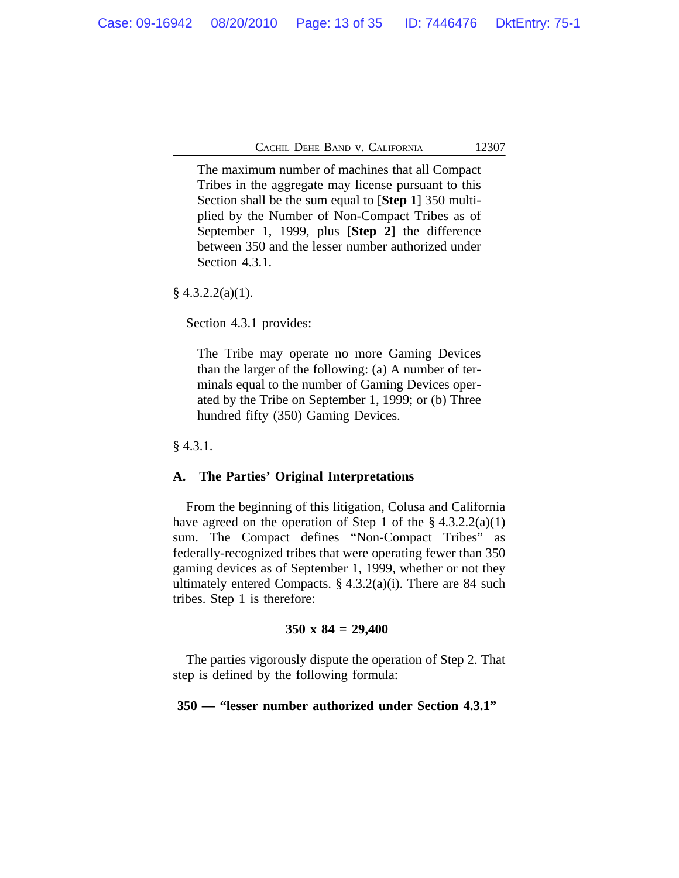> The maximum number of machines that all Compact Tribes in the aggregate may license pursuant to this Section shall be the sum equal to [**Step 1**] 350 multiplied by the Number of Non-Compact Tribes as of September 1, 1999, plus [**Step 2**] the difference between 350 and the lesser number authorized under Section 4.3.1.

§ 4.3.2.2(a)(1).

Section 4.3.1 provides:

> The Tribe may operate no more Gaming Devices than the larger of the following: (a) A number of terminals equal to the number of Gaming Devices operated by the Tribe on September 1, 1999; or (b) Three hundred fifty (350) Gaming Devices.

§ 4.3.1.

### A. The Parties' Original Interpretations

From the beginning of this litigation, Colusa and California have agreed on the operation of Step 1 of the § 4.3.2.2(a)(1) sum. The Compact defines "Non-Compact Tribes" as federally-recognized tribes that were operating fewer than 350 gaming devices as of September 1, 1999, whether or not they ultimately entered Compacts. § 4.3.2(a)(i). There are 84 such tribes. Step 1 is therefore:

**350 x 84 = 29,400**

The parties vigorously dispute the operation of Step 2. That step is defined by the following formula:

**350 — "lesser number authorized under Section 4.3.1"**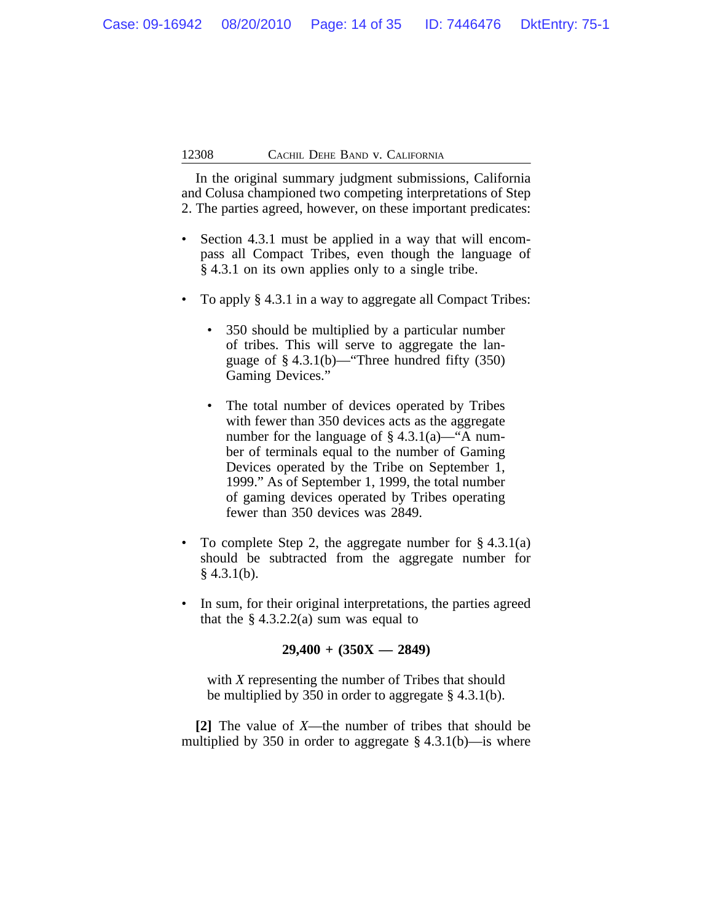In the original summary judgment submissions, California and Colusa championed two competing interpretations of Step 2. The parties agreed, however, on these important predicates:

- Section 4.3.1 must be applied in a way that will encompass all Compact Tribes, even though the language of § 4.3.1 on its own applies only to a single tribe.
- To apply § 4.3.1 in a way to aggregate all Compact Tribes:
    - 350 should be multiplied by a particular number of tribes. This will serve to aggregate the language of § 4.3.1(b)—"Three hundred fifty (350) Gaming Devices."
    - The total number of devices operated by Tribes with fewer than 350 devices acts as the aggregate number for the language of § 4.3.1(a)—"A number of terminals equal to the number of Gaming Devices operated by the Tribe on September 1, 1999." As of September 1, 1999, the total number of gaming devices operated by Tribes operating fewer than 350 devices was 2849.
- To complete Step 2, the aggregate number for § 4.3.1(a) should be subtracted from the aggregate number for § 4.3.1(b).
- In sum, for their original interpretations, the parties agreed that the § 4.3.2.2(a) sum was equal to

$$\mathbf{29{,}400 + (350X — 2849)}$$

with *X* representing the number of Tribes that should be multiplied by 350 in order to aggregate § 4.3.1(b).

**[2]** The value of *X*—the number of tribes that should be multiplied by 350 in order to aggregate § 4.3.1(b)—is where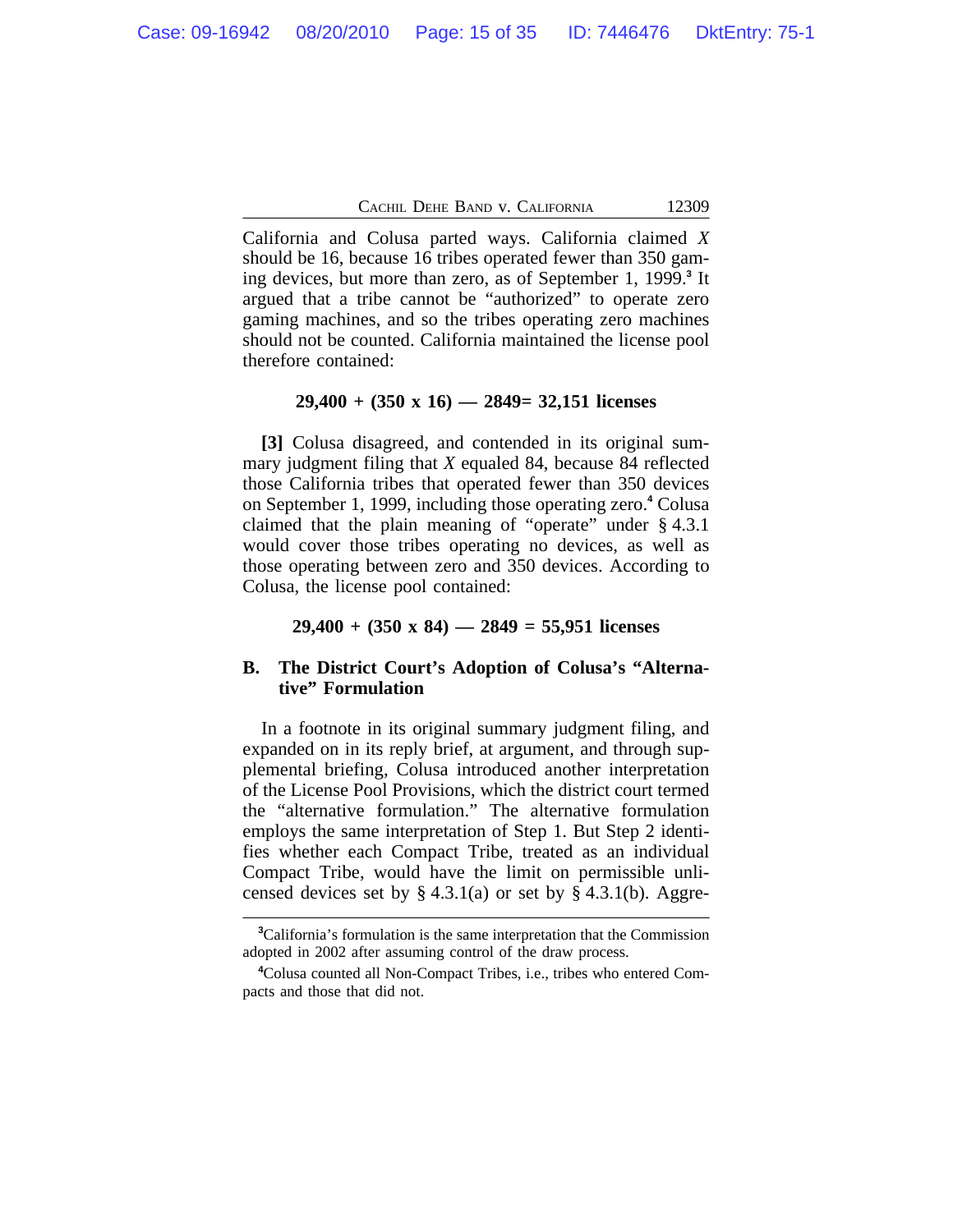California and Colusa parted ways. California claimed *X* should be 16, because 16 tribes operated fewer than 350 gaming devices, but more than zero, as of September 1, 1999.[3] It argued that a tribe cannot be "authorized" to operate zero gaming machines, and so the tribes operating zero machines should not be counted. California maintained the license pool therefore contained:

**29,400 + (350 x 16) — 2849= 32,151 licenses**

**[3]** Colusa disagreed, and contended in its original summary judgment filing that *X* equaled 84, because 84 reflected those California tribes that operated fewer than 350 devices on September 1, 1999, including those operating zero.[4] Colusa claimed that the plain meaning of "operate" under § 4.3.1 would cover those tribes operating no devices, as well as those operating between zero and 350 devices. According to Colusa, the license pool contained:

**29,400 + (350 x 84) — 2849 = 55,951 licenses**

### B. The District Court's Adoption of Colusa's "Alternative" Formulation

In a footnote in its original summary judgment filing, and expanded on in its reply brief, at argument, and through supplemental briefing, Colusa introduced another interpretation of the License Pool Provisions, which the district court termed the "alternative formulation." The alternative formulation employs the same interpretation of Step 1. But Step 2 identifies whether each Compact Tribe, treated as an individual Compact Tribe, would have the limit on permissible unlicensed devices set by § 4.3.1(a) or set by § 4.3.1(b). Aggre-

---

[3]California's formulation is the same interpretation that the Commission adopted in 2002 after assuming control of the draw process.

[4]Colusa counted all Non-Compact Tribes, i.e., tribes who entered Compacts and those that did not.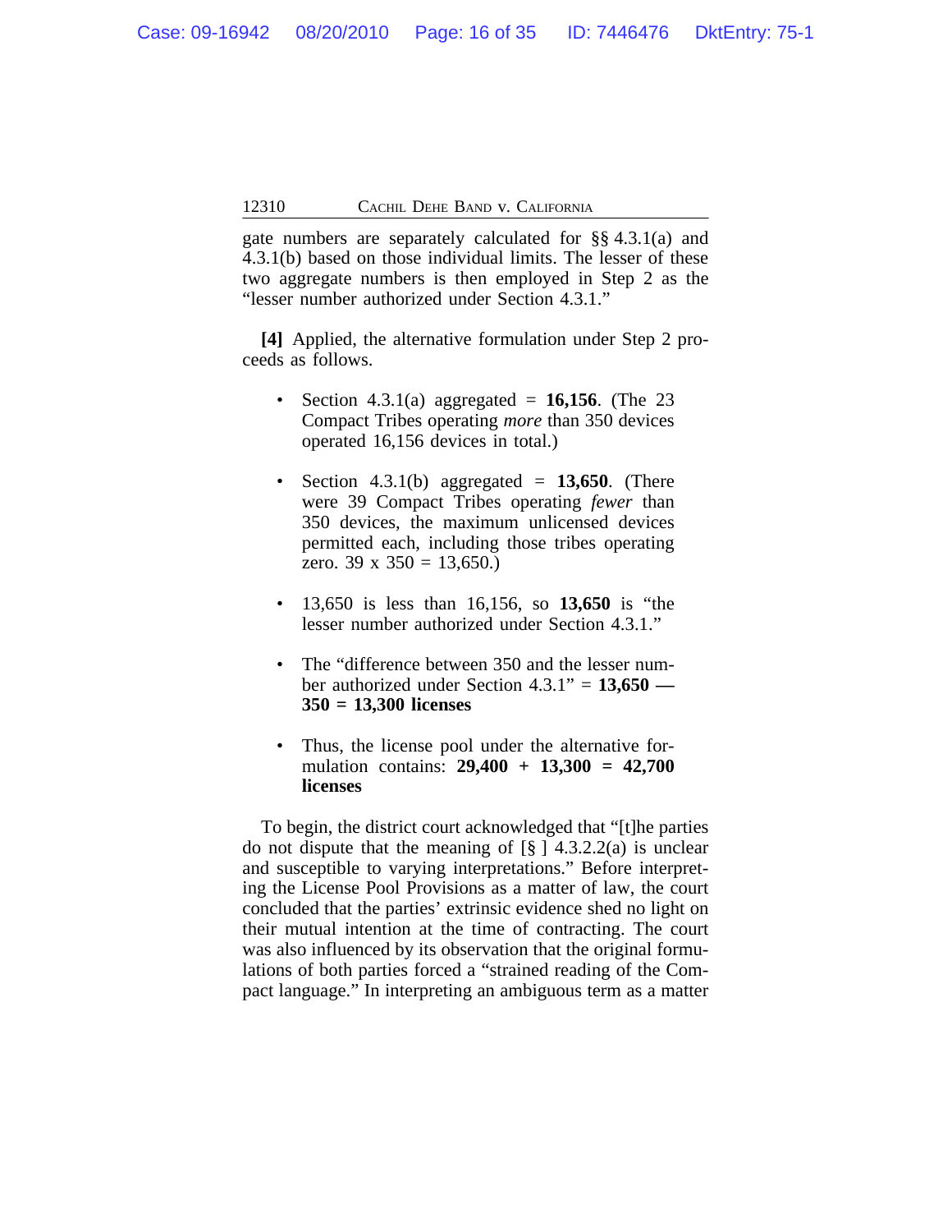gate numbers are separately calculated for §§ 4.3.1(a) and 4.3.1(b) based on those individual limits. The lesser of these two aggregate numbers is then employed in Step 2 as the "lesser number authorized under Section 4.3.1."

**[4]** Applied, the alternative formulation under Step 2 proceeds as follows.

- Section 4.3.1(a) aggregated = **16,156**. (The 23 Compact Tribes operating *more* than 350 devices operated 16,156 devices in total.)

- Section 4.3.1(b) aggregated = **13,650**. (There were 39 Compact Tribes operating *fewer* than 350 devices, the maximum unlicensed devices permitted each, including those tribes operating zero. 39 x 350 = 13,650.)

- 13,650 is less than 16,156, so **13,650** is "the lesser number authorized under Section 4.3.1."

- The "difference between 350 and the lesser number authorized under Section 4.3.1" = **13,650 — 350 = 13,300 licenses**

- Thus, the license pool under the alternative formulation contains: **29,400 + 13,300 = 42,700 licenses**

To begin, the district court acknowledged that "[t]he parties do not dispute that the meaning of [§ ] 4.3.2.2(a) is unclear and susceptible to varying interpretations." Before interpreting the License Pool Provisions as a matter of law, the court concluded that the parties' extrinsic evidence shed no light on their mutual intention at the time of contracting. The court was also influenced by its observation that the original formulations of both parties forced a "strained reading of the Compact language." In interpreting an ambiguous term as a matter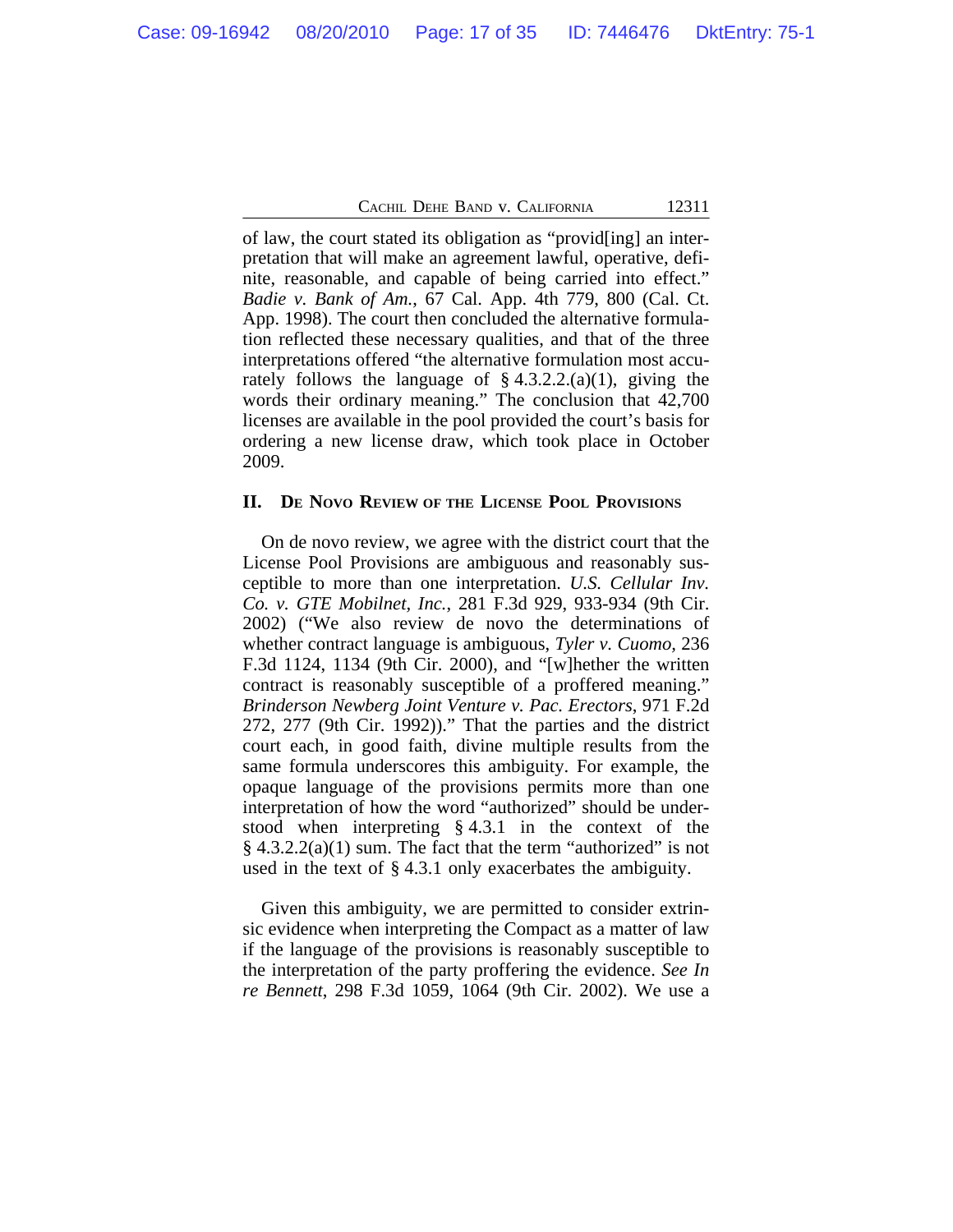of law, the court stated its obligation as "provid[ing] an interpretation that will make an agreement lawful, operative, definite, reasonable, and capable of being carried into effect." *Badie v. Bank of Am.*, 67 Cal. App. 4th 779, 800 (Cal. Ct. App. 1998). The court then concluded the alternative formulation reflected these necessary qualities, and that of the three interpretations offered "the alternative formulation most accurately follows the language of § 4.3.2.2.(a)(1), giving the words their ordinary meaning." The conclusion that 42,700 licenses are available in the pool provided the court's basis for ordering a new license draw, which took place in October 2009.

## II. De Novo Review of the License Pool Provisions

On de novo review, we agree with the district court that the License Pool Provisions are ambiguous and reasonably susceptible to more than one interpretation. *U.S. Cellular Inv. Co. v. GTE Mobilnet, Inc.*, 281 F.3d 929, 933-934 (9th Cir. 2002) ("We also review de novo the determinations of whether contract language is ambiguous, *Tyler v. Cuomo*, 236 F.3d 1124, 1134 (9th Cir. 2000), and "[w]hether the written contract is reasonably susceptible of a proffered meaning." *Brinderson Newberg Joint Venture v. Pac. Erectors*, 971 F.2d 272, 277 (9th Cir. 1992))." That the parties and the district court each, in good faith, divine multiple results from the same formula underscores this ambiguity. For example, the opaque language of the provisions permits more than one interpretation of how the word "authorized" should be understood when interpreting § 4.3.1 in the context of the § 4.3.2.2(a)(1) sum. The fact that the term "authorized" is not used in the text of § 4.3.1 only exacerbates the ambiguity.

Given this ambiguity, we are permitted to consider extrinsic evidence when interpreting the Compact as a matter of law if the language of the provisions is reasonably susceptible to the interpretation of the party proffering the evidence. *See In re Bennett*, 298 F.3d 1059, 1064 (9th Cir. 2002). We use a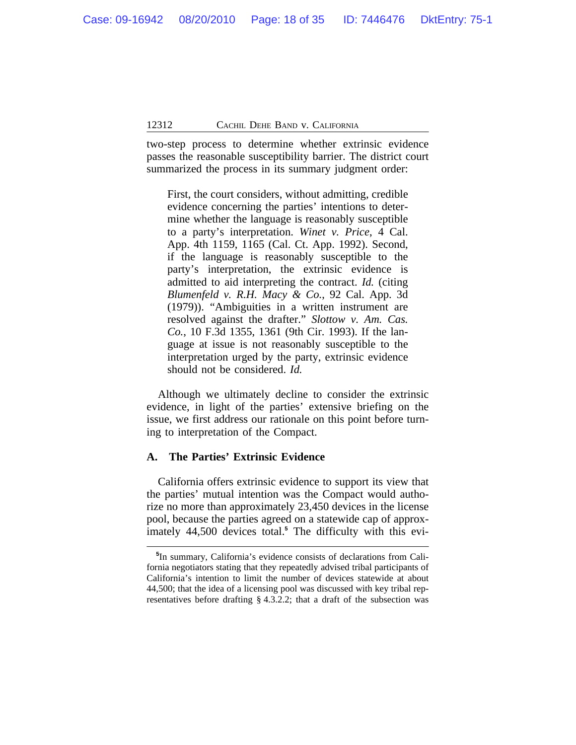two-step process to determine whether extrinsic evidence passes the reasonable susceptibility barrier. The district court summarized the process in its summary judgment order:

> First, the court considers, without admitting, credible evidence concerning the parties' intentions to determine whether the language is reasonably susceptible to a party's interpretation. *Winet v. Price*, 4 Cal. App. 4th 1159, 1165 (Cal. Ct. App. 1992). Second, if the language is reasonably susceptible to the party's interpretation, the extrinsic evidence is admitted to aid interpreting the contract. *Id.* (citing *Blumenfeld v. R.H. Macy & Co.*, 92 Cal. App. 3d (1979)). "Ambiguities in a written instrument are resolved against the drafter." *Slottow v. Am. Cas. Co.*, 10 F.3d 1355, 1361 (9th Cir. 1993). If the language at issue is not reasonably susceptible to the interpretation urged by the party, extrinsic evidence should not be considered. *Id.*

Although we ultimately decline to consider the extrinsic evidence, in light of the parties' extensive briefing on the issue, we first address our rationale on this point before turning to interpretation of the Compact.

### A. The Parties' Extrinsic Evidence

California offers extrinsic evidence to support its view that the parties' mutual intention was the Compact would authorize no more than approximately 23,450 devices in the license pool, because the parties agreed on a statewide cap of approximately 44,500 devices total.[5] The difficulty with this evi-

---

[5]In summary, California's evidence consists of declarations from California negotiators stating that they repeatedly advised tribal participants of California's intention to limit the number of devices statewide at about 44,500; that the idea of a licensing pool was discussed with key tribal representatives before drafting § 4.3.2.2; that a draft of the subsection was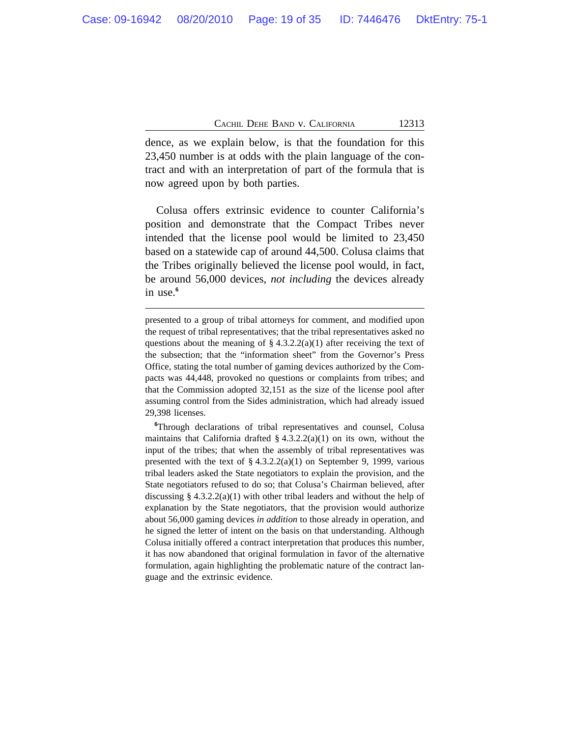dence, as we explain below, is that the foundation for this 23,450 number is at odds with the plain language of the contract and with an interpretation of part of the formula that is now agreed upon by both parties.

Colusa offers extrinsic evidence to counter California's position and demonstrate that the Compact Tribes never intended that the license pool would be limited to 23,450 based on a statewide cap of around 44,500. Colusa claims that the Tribes originally believed the license pool would, in fact, be around 56,000 devices, *not including* the devices already in use.[6]

---

presented to a group of tribal attorneys for comment, and modified upon the request of tribal representatives; that the tribal representatives asked no questions about the meaning of § 4.3.2.2(a)(1) after receiving the text of the subsection; that the "information sheet" from the Governor's Press Office, stating the total number of gaming devices authorized by the Compacts was 44,448, provoked no questions or complaints from tribes; and that the Commission adopted 32,151 as the size of the license pool after assuming control from the Sides administration, which had already issued 29,398 licenses.

[6]Through declarations of tribal representatives and counsel, Colusa maintains that California drafted § 4.3.2.2(a)(1) on its own, without the input of the tribes; that when the assembly of tribal representatives was presented with the text of § 4.3.2.2(a)(1) on September 9, 1999, various tribal leaders asked the State negotiators to explain the provision, and the State negotiators refused to do so; that Colusa's Chairman believed, after discussing § 4.3.2.2(a)(1) with other tribal leaders and without the help of explanation by the State negotiators, that the provision would authorize about 56,000 gaming devices *in addition* to those already in operation, and he signed the letter of intent on the basis on that understanding. Although Colusa initially offered a contract interpretation that produces this number, it has now abandoned that original formulation in favor of the alternative formulation, again highlighting the problematic nature of the contract language and the extrinsic evidence.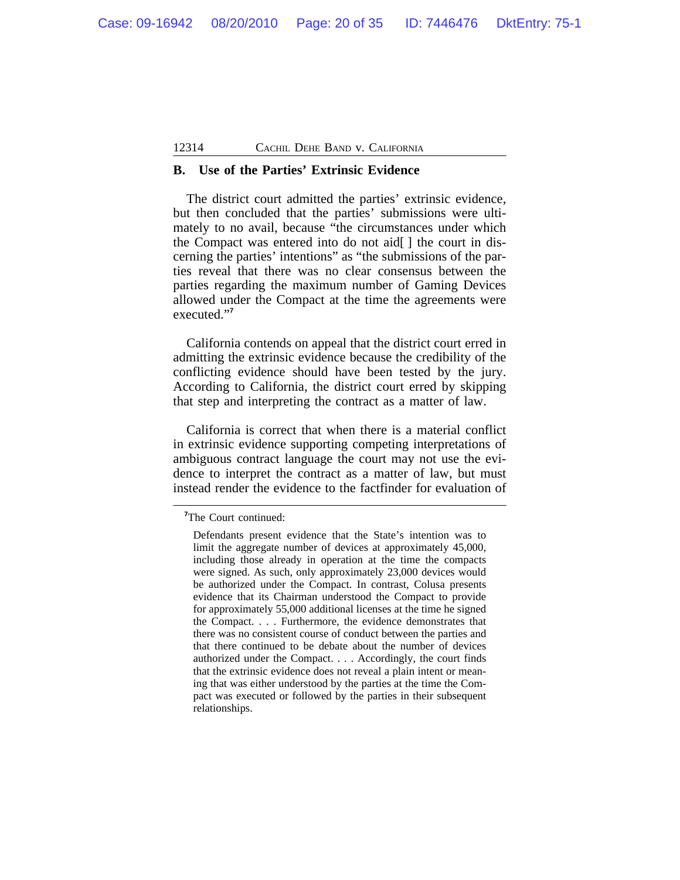### B. Use of the Parties' Extrinsic Evidence

The district court admitted the parties' extrinsic evidence, but then concluded that the parties' submissions were ultimately to no avail, because "the circumstances under which the Compact was entered into do not aid[ ] the court in discerning the parties' intentions" as "the submissions of the parties reveal that there was no clear consensus between the parties regarding the maximum number of Gaming Devices allowed under the Compact at the time the agreements were executed."[7]

California contends on appeal that the district court erred in admitting the extrinsic evidence because the credibility of the conflicting evidence should have been tested by the jury. According to California, the district court erred by skipping that step and interpreting the contract as a matter of law.

California is correct that when there is a material conflict in extrinsic evidence supporting competing interpretations of ambiguous contract language the court may not use the evidence to interpret the contract as a matter of law, but must instead render the evidence to the factfinder for evaluation of

---

[7]The Court continued:

> Defendants present evidence that the State's intention was to limit the aggregate number of devices at approximately 45,000, including those already in operation at the time the compacts were signed. As such, only approximately 23,000 devices would be authorized under the Compact. In contrast, Colusa presents evidence that its Chairman understood the Compact to provide for approximately 55,000 additional licenses at the time he signed the Compact. . . . Furthermore, the evidence demonstrates that there was no consistent course of conduct between the parties and that there continued to be debate about the number of devices authorized under the Compact. . . . Accordingly, the court finds that the extrinsic evidence does not reveal a plain intent or meaning that was either understood by the parties at the time the Compact was executed or followed by the parties in their subsequent relationships.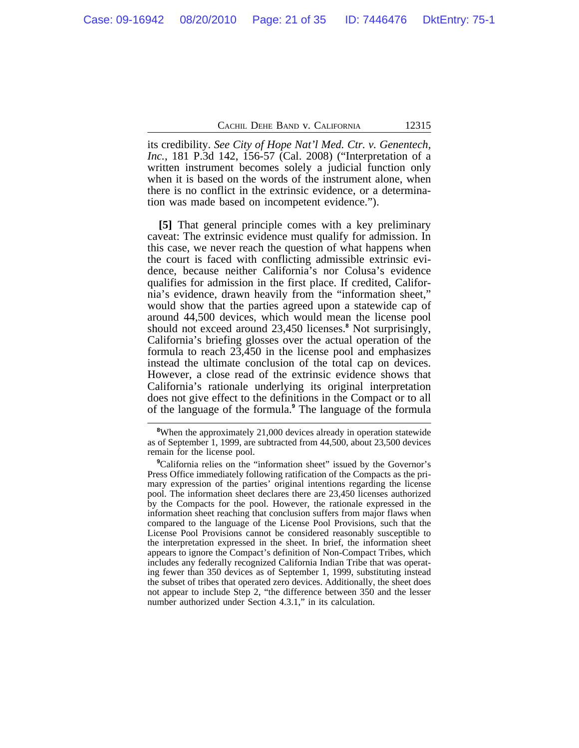its credibility. *See City of Hope Nat'l Med. Ctr. v. Genentech, Inc.*, 181 P.3d 142, 156-57 (Cal. 2008) ("Interpretation of a written instrument becomes solely a judicial function only when it is based on the words of the instrument alone, when there is no conflict in the extrinsic evidence, or a determination was made based on incompetent evidence.").

**[5]** That general principle comes with a key preliminary caveat: The extrinsic evidence must qualify for admission. In this case, we never reach the question of what happens when the court is faced with conflicting admissible extrinsic evidence, because neither California's nor Colusa's evidence qualifies for admission in the first place. If credited, California's evidence, drawn heavily from the "information sheet," would show that the parties agreed upon a statewide cap of around 44,500 devices, which would mean the license pool should not exceed around 23,450 licenses.[8] Not surprisingly, California's briefing glosses over the actual operation of the formula to reach 23,450 in the license pool and emphasizes instead the ultimate conclusion of the total cap on devices. However, a close read of the extrinsic evidence shows that California's rationale underlying its original interpretation does not give effect to the definitions in the Compact or to all of the language of the formula.[9] The language of the formula

[8]When the approximately 21,000 devices already in operation statewide as of September 1, 1999, are subtracted from 44,500, about 23,500 devices remain for the license pool.

[9]California relies on the "information sheet" issued by the Governor's Press Office immediately following ratification of the Compacts as the primary expression of the parties' original intentions regarding the license pool. The information sheet declares there are 23,450 licenses authorized by the Compacts for the pool. However, the rationale expressed in the information sheet reaching that conclusion suffers from major flaws when compared to the language of the License Pool Provisions, such that the License Pool Provisions cannot be considered reasonably susceptible to the interpretation expressed in the sheet. In brief, the information sheet appears to ignore the Compact's definition of Non-Compact Tribes, which includes any federally recognized California Indian Tribe that was operating fewer than 350 devices as of September 1, 1999, substituting instead the subset of tribes that operated zero devices. Additionally, the sheet does not appear to include Step 2, "the difference between 350 and the lesser number authorized under Section 4.3.1," in its calculation.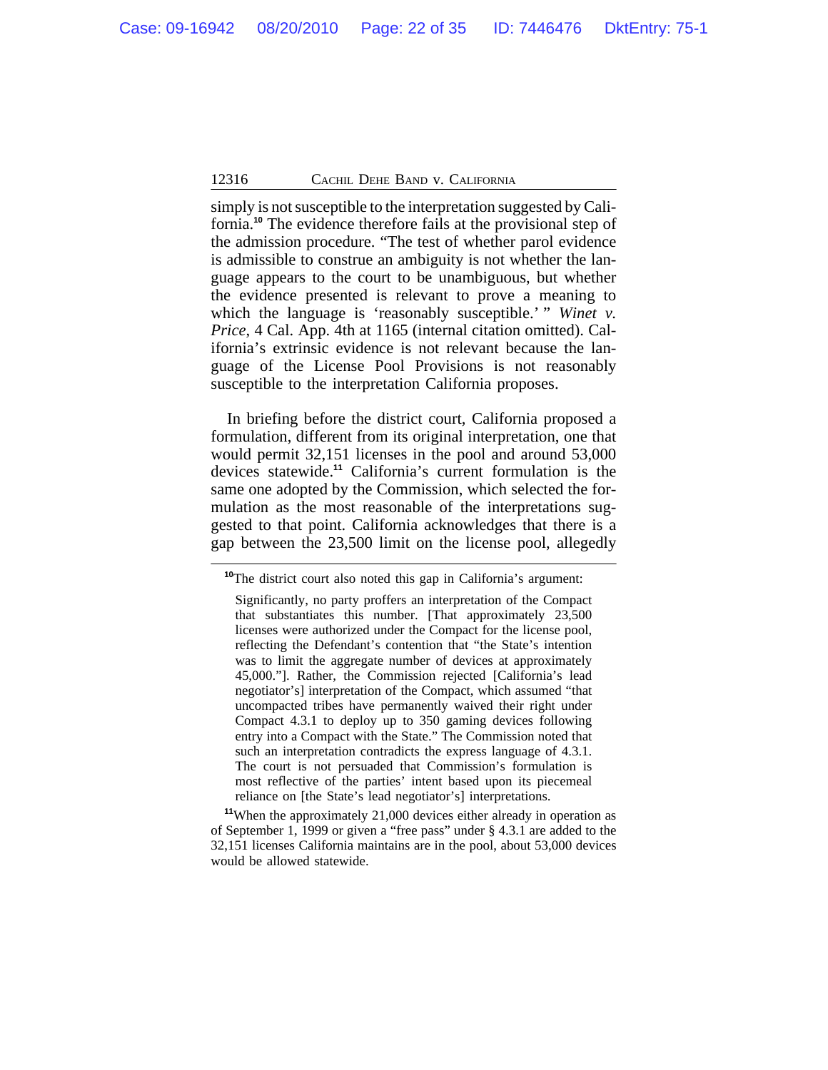simply is not susceptible to the interpretation suggested by California.[10] The evidence therefore fails at the provisional step of the admission procedure. "The test of whether parol evidence is admissible to construe an ambiguity is not whether the language appears to the court to be unambiguous, but whether the evidence presented is relevant to prove a meaning to which the language is 'reasonably susceptible.' " *Winet v. Price*, 4 Cal. App. 4th at 1165 (internal citation omitted). California's extrinsic evidence is not relevant because the language of the License Pool Provisions is not reasonably susceptible to the interpretation California proposes.

In briefing before the district court, California proposed a formulation, different from its original interpretation, one that would permit 32,151 licenses in the pool and around 53,000 devices statewide.[11] California's current formulation is the same one adopted by the Commission, which selected the formulation as the most reasonable of the interpretations suggested to that point. California acknowledges that there is a gap between the 23,500 limit on the license pool, allegedly

---

[10]The district court also noted this gap in California's argument:

> Significantly, no party proffers an interpretation of the Compact that substantiates this number. [That approximately 23,500 licenses were authorized under the Compact for the license pool, reflecting the Defendant's contention that "the State's intention was to limit the aggregate number of devices at approximately 45,000."]. Rather, the Commission rejected [California's lead negotiator's] interpretation of the Compact, which assumed "that uncompacted tribes have permanently waived their right under Compact 4.3.1 to deploy up to 350 gaming devices following entry into a Compact with the State." The Commission noted that such an interpretation contradicts the express language of 4.3.1. The court is not persuaded that Commission's formulation is most reflective of the parties' intent based upon its piecemeal reliance on [the State's lead negotiator's] interpretations.

[11]When the approximately 21,000 devices either already in operation as of September 1, 1999 or given a "free pass" under § 4.3.1 are added to the 32,151 licenses California maintains are in the pool, about 53,000 devices would be allowed statewide.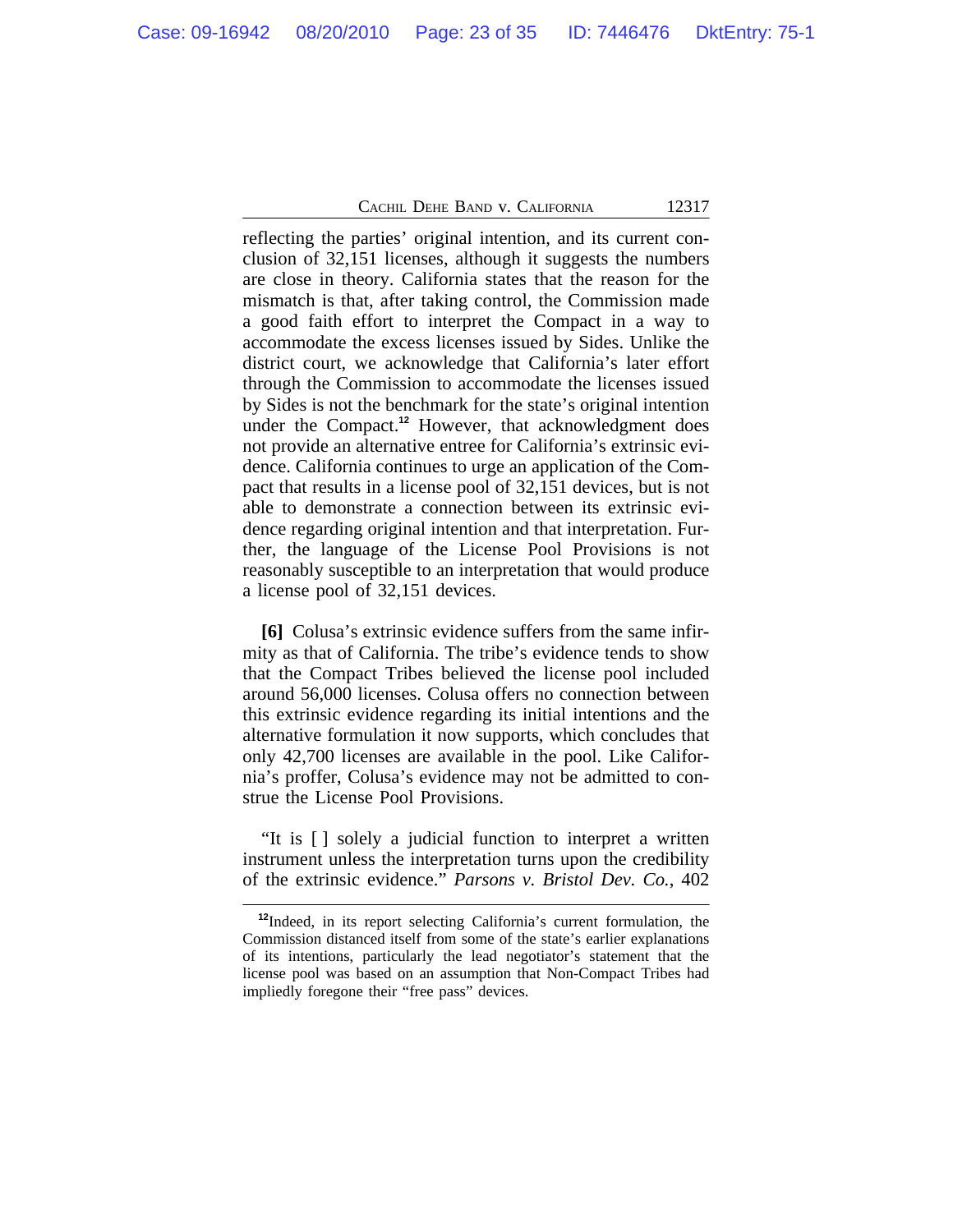reflecting the parties' original intention, and its current conclusion of 32,151 licenses, although it suggests the numbers are close in theory. California states that the reason for the mismatch is that, after taking control, the Commission made a good faith effort to interpret the Compact in a way to accommodate the excess licenses issued by Sides. Unlike the district court, we acknowledge that California's later effort through the Commission to accommodate the licenses issued by Sides is not the benchmark for the state's original intention under the Compact.[12] However, that acknowledgment does not provide an alternative entree for California's extrinsic evidence. California continues to urge an application of the Compact that results in a license pool of 32,151 devices, but is not able to demonstrate a connection between its extrinsic evidence regarding original intention and that interpretation. Further, the language of the License Pool Provisions is not reasonably susceptible to an interpretation that would produce a license pool of 32,151 devices.

**[6]** Colusa's extrinsic evidence suffers from the same infirmity as that of California. The tribe's evidence tends to show that the Compact Tribes believed the license pool included around 56,000 licenses. Colusa offers no connection between this extrinsic evidence regarding its initial intentions and the alternative formulation it now supports, which concludes that only 42,700 licenses are available in the pool. Like California's proffer, Colusa's evidence may not be admitted to construe the License Pool Provisions.

"It is [ ] solely a judicial function to interpret a written instrument unless the interpretation turns upon the credibility of the extrinsic evidence." *Parsons v. Bristol Dev. Co.*, 402

[12]Indeed, in its report selecting California's current formulation, the Commission distanced itself from some of the state's earlier explanations of its intentions, particularly the lead negotiator's statement that the license pool was based on an assumption that Non-Compact Tribes had impliedly foregone their "free pass" devices.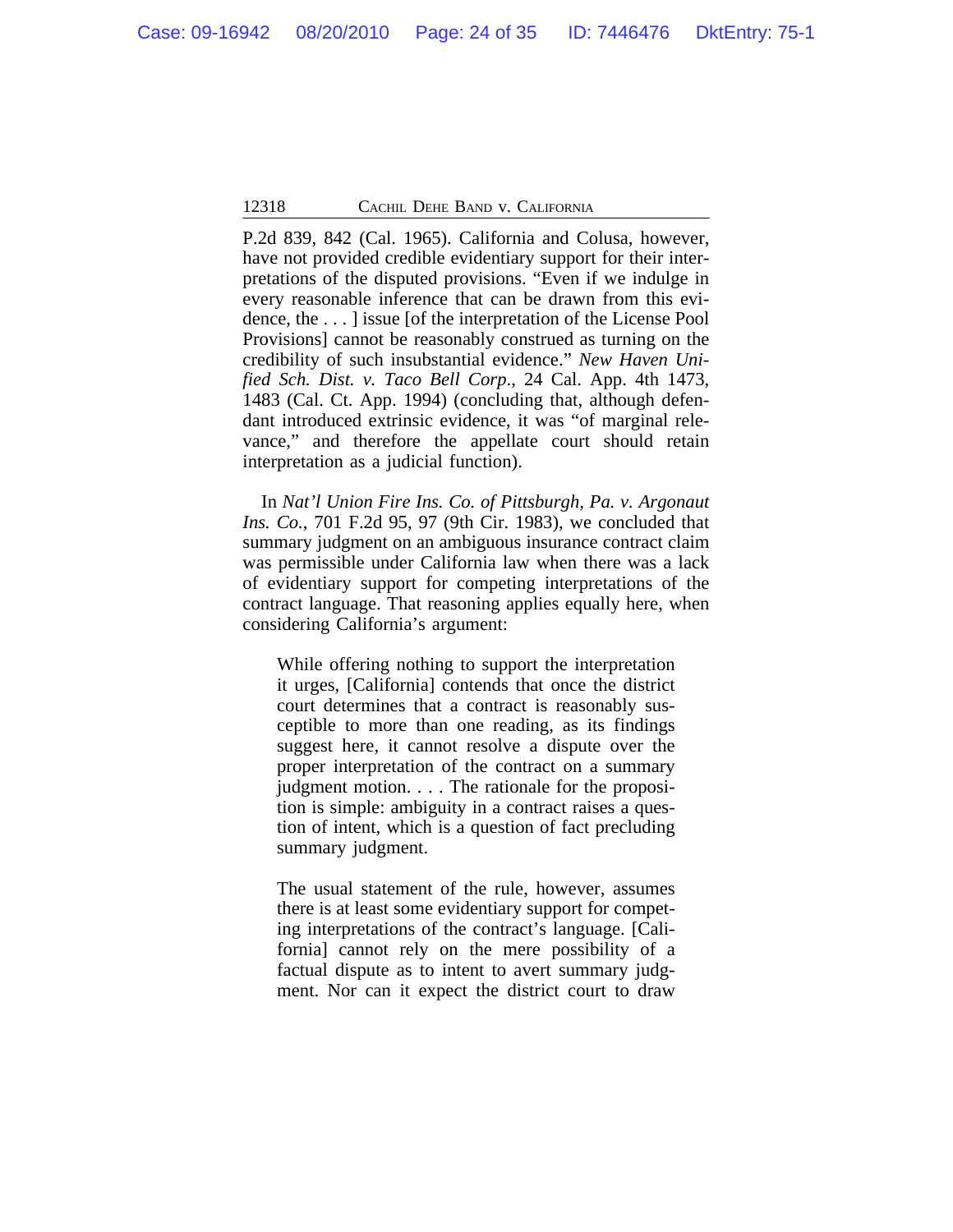P.2d 839, 842 (Cal. 1965). California and Colusa, however, have not provided credible evidentiary support for their interpretations of the disputed provisions. "Even if we indulge in every reasonable inference that can be drawn from this evidence, the . . . ] issue [of the interpretation of the License Pool Provisions] cannot be reasonably construed as turning on the credibility of such insubstantial evidence." *New Haven Unified Sch. Dist. v. Taco Bell Corp.*, 24 Cal. App. 4th 1473, 1483 (Cal. Ct. App. 1994) (concluding that, although defendant introduced extrinsic evidence, it was "of marginal relevance," and therefore the appellate court should retain interpretation as a judicial function).

In *Nat'l Union Fire Ins. Co. of Pittsburgh, Pa. v. Argonaut Ins. Co.*, 701 F.2d 95, 97 (9th Cir. 1983), we concluded that summary judgment on an ambiguous insurance contract claim was permissible under California law when there was a lack of evidentiary support for competing interpretations of the contract language. That reasoning applies equally here, when considering California's argument:

> While offering nothing to support the interpretation it urges, [California] contends that once the district court determines that a contract is reasonably susceptible to more than one reading, as its findings suggest here, it cannot resolve a dispute over the proper interpretation of the contract on a summary judgment motion. . . . The rationale for the proposition is simple: ambiguity in a contract raises a question of intent, which is a question of fact precluding summary judgment.
>
> The usual statement of the rule, however, assumes there is at least some evidentiary support for competing interpretations of the contract's language. [California] cannot rely on the mere possibility of a factual dispute as to intent to avert summary judgment. Nor can it expect the district court to draw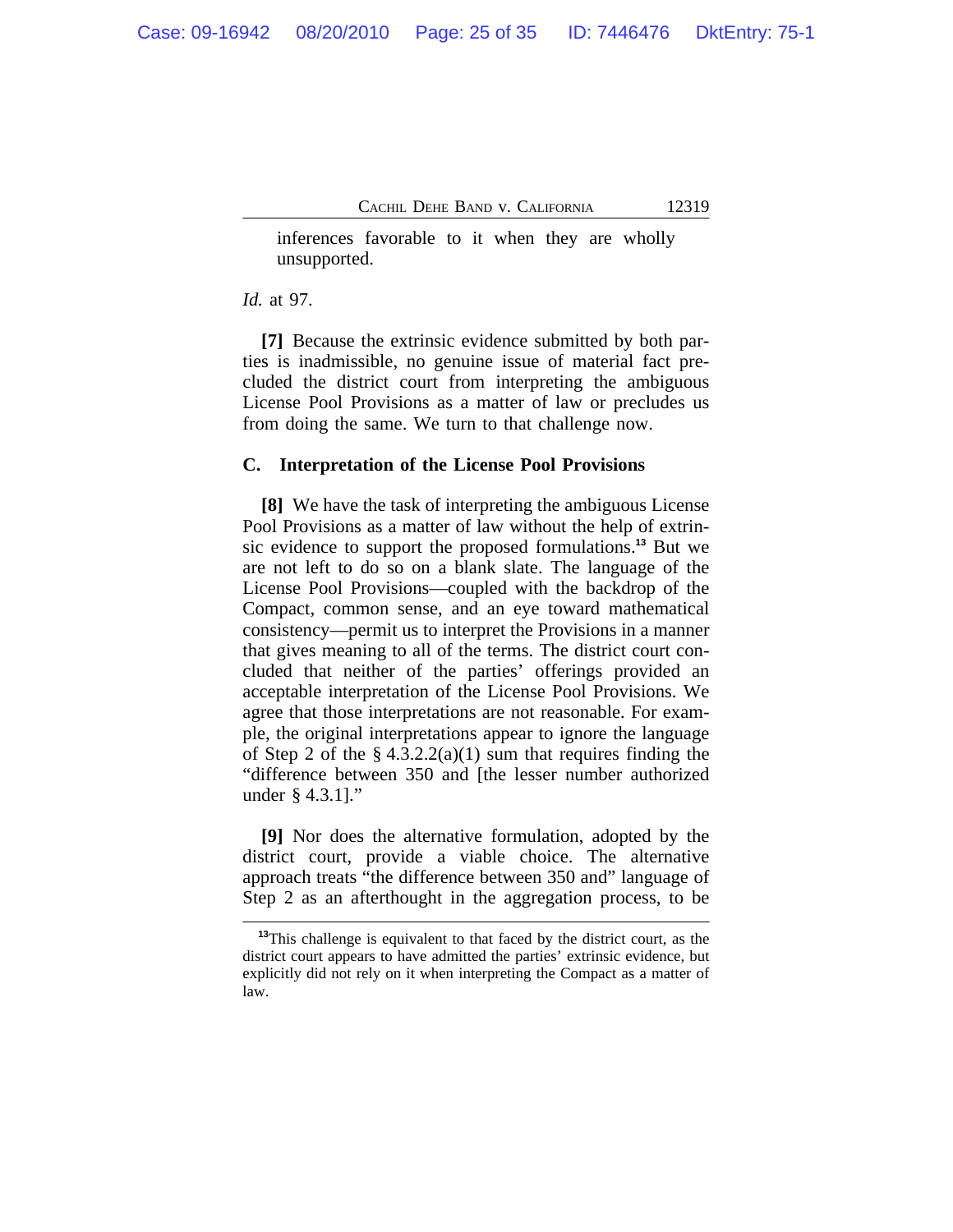inferences favorable to it when they are wholly unsupported.

*Id.* at 97.

**[7]** Because the extrinsic evidence submitted by both parties is inadmissible, no genuine issue of material fact precluded the district court from interpreting the ambiguous License Pool Provisions as a matter of law or precludes us from doing the same. We turn to that challenge now.

### C. Interpretation of the License Pool Provisions

**[8]** We have the task of interpreting the ambiguous License Pool Provisions as a matter of law without the help of extrinsic evidence to support the proposed formulations.[13] But we are not left to do so on a blank slate. The language of the License Pool Provisions—coupled with the backdrop of the Compact, common sense, and an eye toward mathematical consistency—permit us to interpret the Provisions in a manner that gives meaning to all of the terms. The district court concluded that neither of the parties' offerings provided an acceptable interpretation of the License Pool Provisions. We agree that those interpretations are not reasonable. For example, the original interpretations appear to ignore the language of Step 2 of the § 4.3.2.2(a)(1) sum that requires finding the "difference between 350 and [the lesser number authorized under § 4.3.1]."

**[9]** Nor does the alternative formulation, adopted by the district court, provide a viable choice. The alternative approach treats "the difference between 350 and" language of Step 2 as an afterthought in the aggregation process, to be

[13] This challenge is equivalent to that faced by the district court, as the district court appears to have admitted the parties' extrinsic evidence, but explicitly did not rely on it when interpreting the Compact as a matter of law.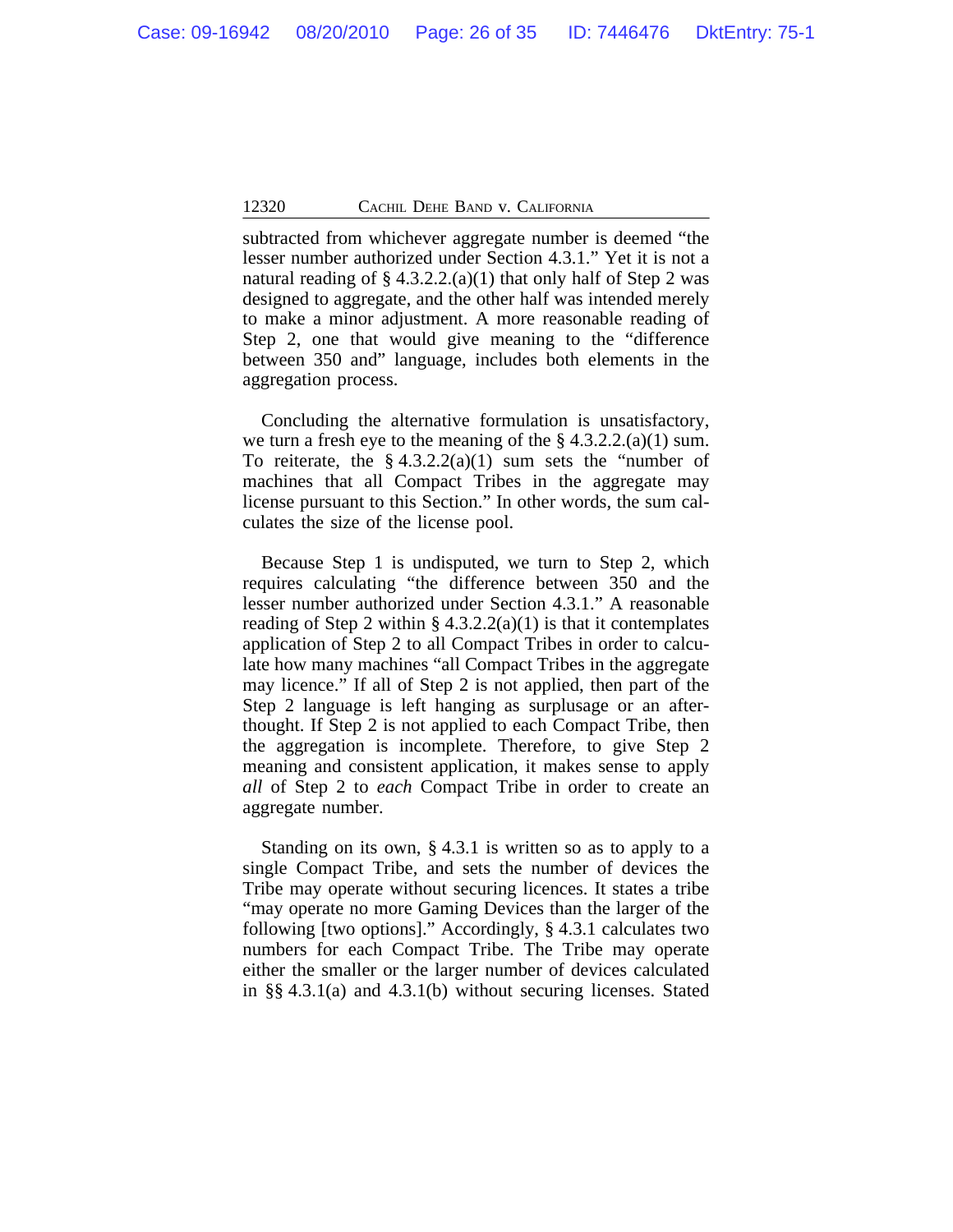subtracted from whichever aggregate number is deemed "the lesser number authorized under Section 4.3.1." Yet it is not a natural reading of § 4.3.2.2.(a)(1) that only half of Step 2 was designed to aggregate, and the other half was intended merely to make a minor adjustment. A more reasonable reading of Step 2, one that would give meaning to the "difference between 350 and" language, includes both elements in the aggregation process.

Concluding the alternative formulation is unsatisfactory, we turn a fresh eye to the meaning of the § 4.3.2.2.(a)(1) sum. To reiterate, the § 4.3.2.2(a)(1) sum sets the "number of machines that all Compact Tribes in the aggregate may license pursuant to this Section." In other words, the sum calculates the size of the license pool.

Because Step 1 is undisputed, we turn to Step 2, which requires calculating "the difference between 350 and the lesser number authorized under Section 4.3.1." A reasonable reading of Step 2 within § 4.3.2.2(a)(1) is that it contemplates application of Step 2 to all Compact Tribes in order to calculate how many machines "all Compact Tribes in the aggregate may licence." If all of Step 2 is not applied, then part of the Step 2 language is left hanging as surplusage or an afterthought. If Step 2 is not applied to each Compact Tribe, then the aggregation is incomplete. Therefore, to give Step 2 meaning and consistent application, it makes sense to apply *all* of Step 2 to *each* Compact Tribe in order to create an aggregate number.

Standing on its own, § 4.3.1 is written so as to apply to a single Compact Tribe, and sets the number of devices the Tribe may operate without securing licences. It states a tribe "may operate no more Gaming Devices than the larger of the following [two options]." Accordingly, § 4.3.1 calculates two numbers for each Compact Tribe. The Tribe may operate either the smaller or the larger number of devices calculated in §§ 4.3.1(a) and 4.3.1(b) without securing licenses. Stated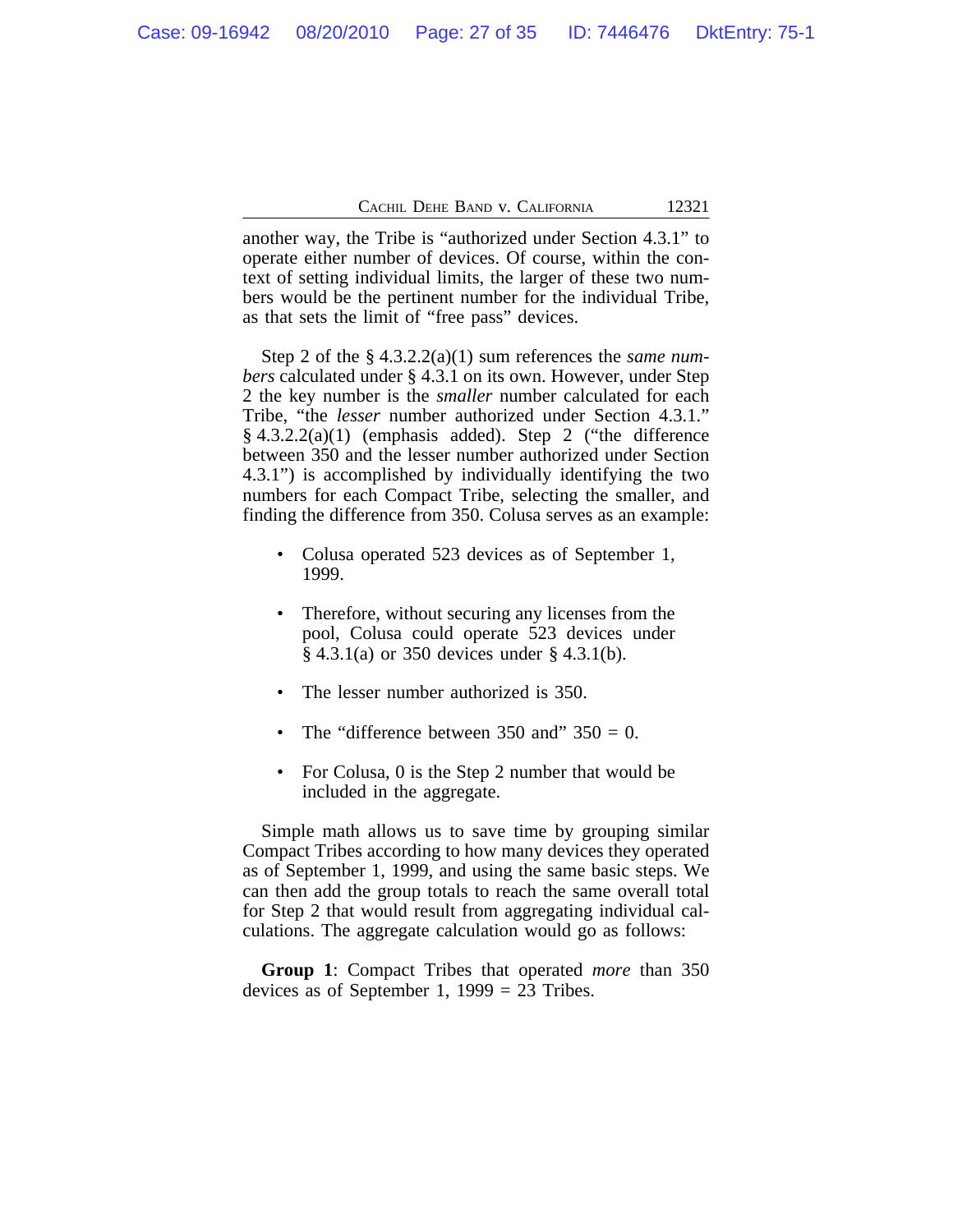another way, the Tribe is "authorized under Section 4.3.1" to operate either number of devices. Of course, within the context of setting individual limits, the larger of these two numbers would be the pertinent number for the individual Tribe, as that sets the limit of "free pass" devices.

Step 2 of the § 4.3.2.2(a)(1) sum references the *same numbers* calculated under § 4.3.1 on its own. However, under Step 2 the key number is the *smaller* number calculated for each Tribe, "the *lesser* number authorized under Section 4.3.1." § 4.3.2.2(a)(1) (emphasis added). Step 2 ("the difference between 350 and the lesser number authorized under Section 4.3.1") is accomplished by individually identifying the two numbers for each Compact Tribe, selecting the smaller, and finding the difference from 350. Colusa serves as an example:

- Colusa operated 523 devices as of September 1, 1999.
- Therefore, without securing any licenses from the pool, Colusa could operate 523 devices under § 4.3.1(a) or 350 devices under § 4.3.1(b).
- The lesser number authorized is 350.
- The "difference between 350 and" 350 = 0.
- For Colusa, 0 is the Step 2 number that would be included in the aggregate.

Simple math allows us to save time by grouping similar Compact Tribes according to how many devices they operated as of September 1, 1999, and using the same basic steps. We can then add the group totals to reach the same overall total for Step 2 that would result from aggregating individual calculations. The aggregate calculation would go as follows:

**Group 1**: Compact Tribes that operated *more* than 350 devices as of September 1, 1999 = 23 Tribes.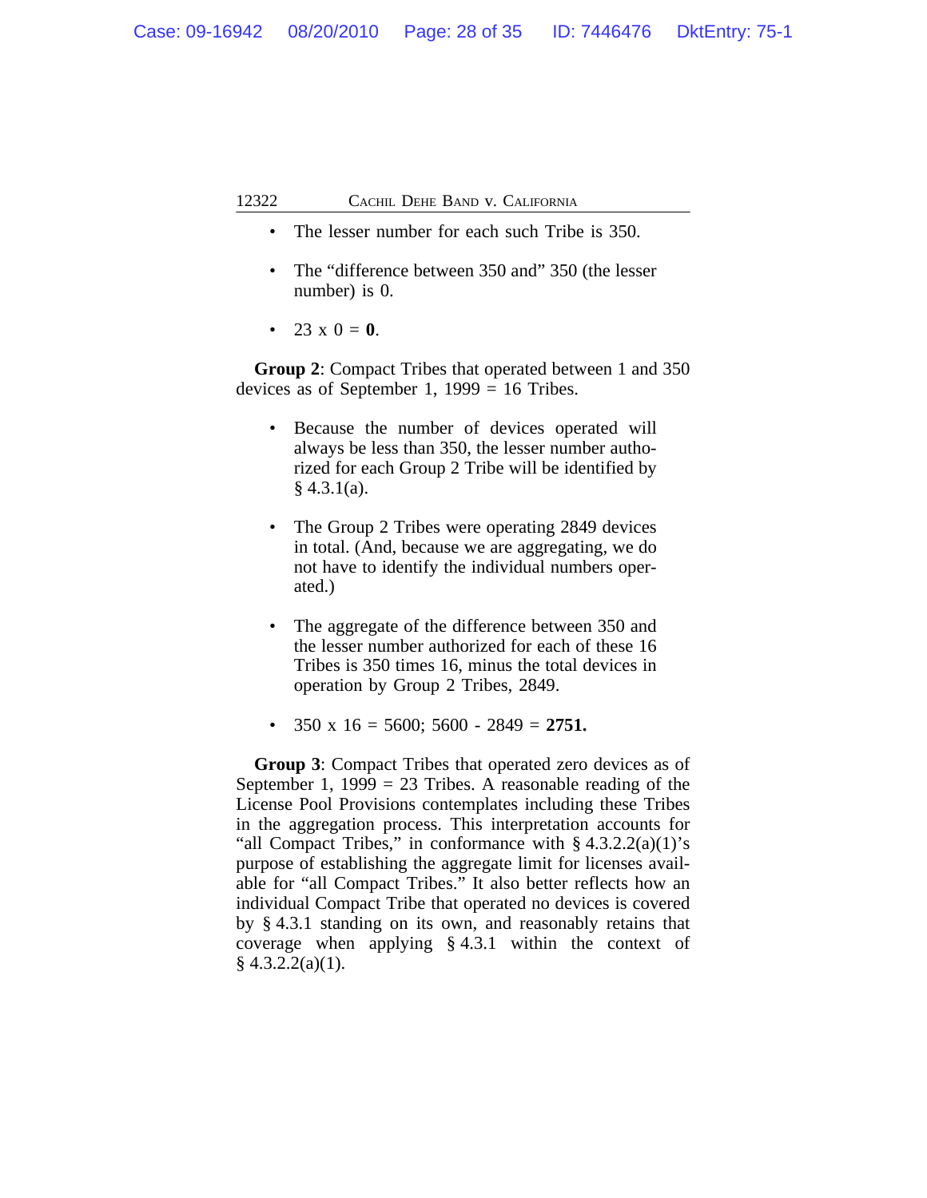- The lesser number for each such Tribe is 350.

- The "difference between 350 and" 350 (the lesser number) is 0.

- 23 x 0 = **0**.

**Group 2**: Compact Tribes that operated between 1 and 350 devices as of September 1, 1999 = 16 Tribes.

- Because the number of devices operated will always be less than 350, the lesser number authorized for each Group 2 Tribe will be identified by § 4.3.1(a).

- The Group 2 Tribes were operating 2849 devices in total. (And, because we are aggregating, we do not have to identify the individual numbers operated.)

- The aggregate of the difference between 350 and the lesser number authorized for each of these 16 Tribes is 350 times 16, minus the total devices in operation by Group 2 Tribes, 2849.

- 350 x 16 = 5600; 5600 - 2849 = **2751.**

**Group 3**: Compact Tribes that operated zero devices as of September 1, 1999 = 23 Tribes. A reasonable reading of the License Pool Provisions contemplates including these Tribes in the aggregation process. This interpretation accounts for "all Compact Tribes," in conformance with § 4.3.2.2(a)(1)'s purpose of establishing the aggregate limit for licenses available for "all Compact Tribes." It also better reflects how an individual Compact Tribe that operated no devices is covered by § 4.3.1 standing on its own, and reasonably retains that coverage when applying § 4.3.1 within the context of § 4.3.2.2(a)(1).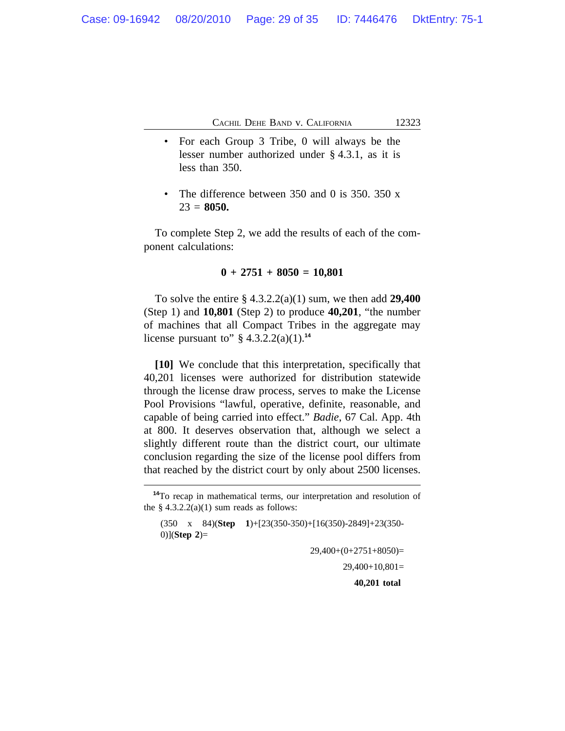- For each Group 3 Tribe, 0 will always be the lesser number authorized under § 4.3.1, as it is less than 350.

- The difference between 350 and 0 is 350. 350 x 23 = **8050.**

To complete Step 2, we add the results of each of the component calculations:

**0 + 2751 + 8050 = 10,801**

To solve the entire § 4.3.2.2(a)(1) sum, we then add **29,400** (Step 1) and **10,801** (Step 2) to produce **40,201**, "the number of machines that all Compact Tribes in the aggregate may license pursuant to" § 4.3.2.2(a)(1).[14]

**[10]** We conclude that this interpretation, specifically that 40,201 licenses were authorized for distribution statewide through the license draw process, serves to make the License Pool Provisions "lawful, operative, definite, reasonable, and capable of being carried into effect." *Badie*, 67 Cal. App. 4th at 800. It deserves observation that, although we select a slightly different route than the district court, our ultimate conclusion regarding the size of the license pool differs from that reached by the district court by only about 2500 licenses.

---

[14]To recap in mathematical terms, our interpretation and resolution of the § 4.3.2.2(a)(1) sum reads as follows:

(350 x 84)(**Step 1**)+[23(350-350)+[16(350)-2849]+23(350-0)](**Step 2**)=

29,400+(0+2751+8050)=

29,400+10,801=

**40,201 total**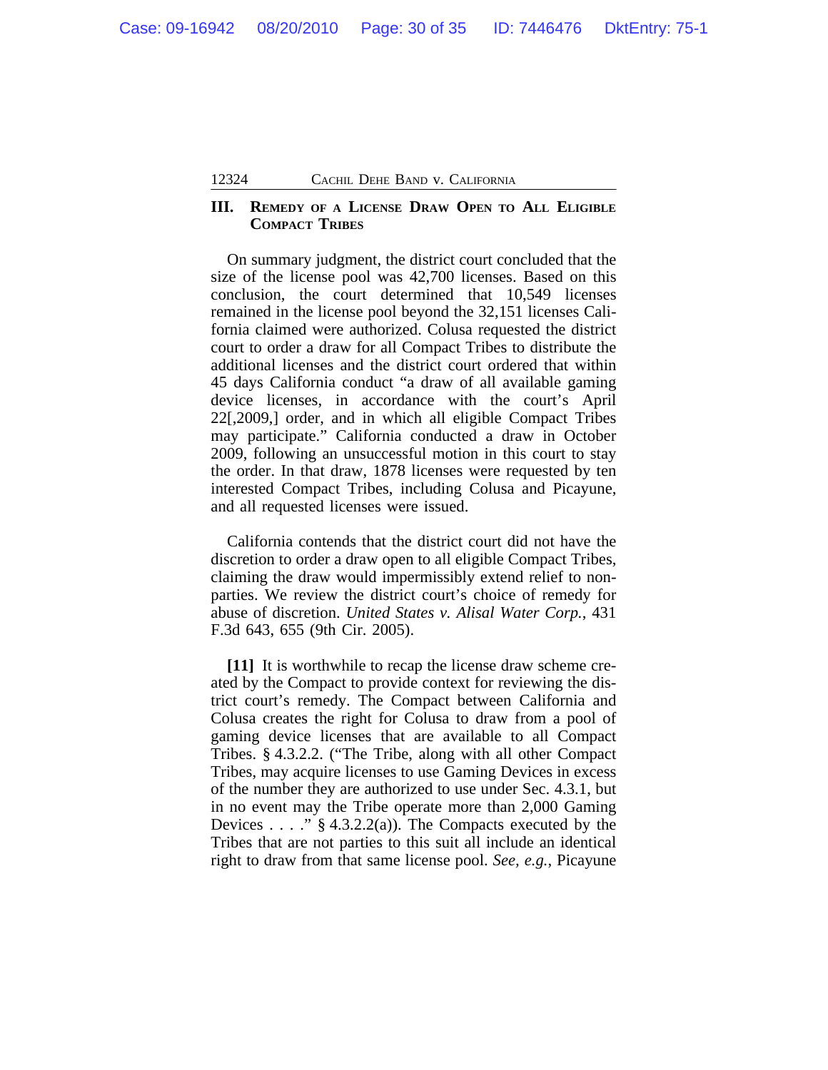## III. Remedy of a License Draw Open to All Eligible Compact Tribes

On summary judgment, the district court concluded that the size of the license pool was 42,700 licenses. Based on this conclusion, the court determined that 10,549 licenses remained in the license pool beyond the 32,151 licenses California claimed were authorized. Colusa requested the district court to order a draw for all Compact Tribes to distribute the additional licenses and the district court ordered that within 45 days California conduct "a draw of all available gaming device licenses, in accordance with the court's April 22[,2009,] order, and in which all eligible Compact Tribes may participate." California conducted a draw in October 2009, following an unsuccessful motion in this court to stay the order. In that draw, 1878 licenses were requested by ten interested Compact Tribes, including Colusa and Picayune, and all requested licenses were issued.

California contends that the district court did not have the discretion to order a draw open to all eligible Compact Tribes, claiming the draw would impermissibly extend relief to non-parties. We review the district court's choice of remedy for abuse of discretion. *United States v. Alisal Water Corp.*, 431 F.3d 643, 655 (9th Cir. 2005).

**[11]** It is worthwhile to recap the license draw scheme created by the Compact to provide context for reviewing the district court's remedy. The Compact between California and Colusa creates the right for Colusa to draw from a pool of gaming device licenses that are available to all Compact Tribes. § 4.3.2.2. ("The Tribe, along with all other Compact Tribes, may acquire licenses to use Gaming Devices in excess of the number they are authorized to use under Sec. 4.3.1, but in no event may the Tribe operate more than 2,000 Gaming Devices . . . ." § 4.3.2.2(a)). The Compacts executed by the Tribes that are not parties to this suit all include an identical right to draw from that same license pool. *See, e.g.*, Picayune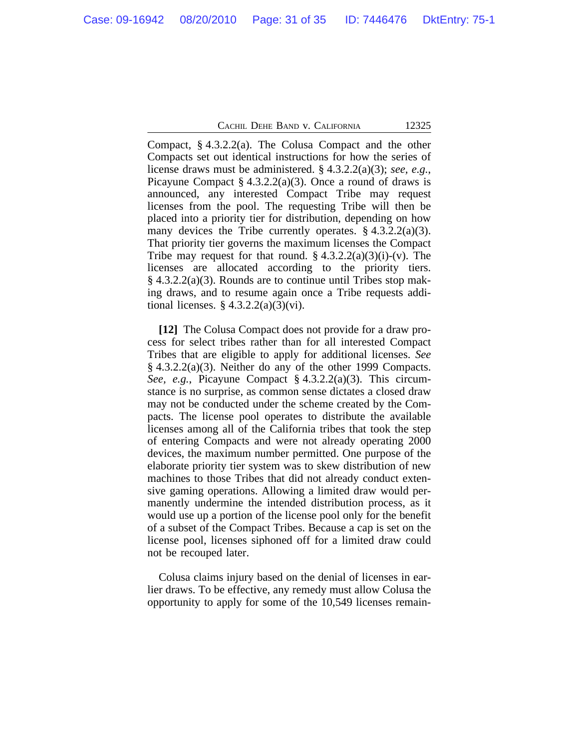Compact, § 4.3.2.2(a). The Colusa Compact and the other Compacts set out identical instructions for how the series of license draws must be administered. § 4.3.2.2(a)(3); *see, e.g.*, Picayune Compact § 4.3.2.2(a)(3). Once a round of draws is announced, any interested Compact Tribe may request licenses from the pool. The requesting Tribe will then be placed into a priority tier for distribution, depending on how many devices the Tribe currently operates. § 4.3.2.2(a)(3). That priority tier governs the maximum licenses the Compact Tribe may request for that round. § 4.3.2.2(a)(3)(i)-(v). The licenses are allocated according to the priority tiers. § 4.3.2.2(a)(3). Rounds are to continue until Tribes stop making draws, and to resume again once a Tribe requests additional licenses. § 4.3.2.2(a)(3)(vi).

**[12]** The Colusa Compact does not provide for a draw process for select tribes rather than for all interested Compact Tribes that are eligible to apply for additional licenses. *See* § 4.3.2.2(a)(3). Neither do any of the other 1999 Compacts. *See, e.g.*, Picayune Compact § 4.3.2.2(a)(3). This circumstance is no surprise, as common sense dictates a closed draw may not be conducted under the scheme created by the Compacts. The license pool operates to distribute the available licenses among all of the California tribes that took the step of entering Compacts and were not already operating 2000 devices, the maximum number permitted. One purpose of the elaborate priority tier system was to skew distribution of new machines to those Tribes that did not already conduct extensive gaming operations. Allowing a limited draw would permanently undermine the intended distribution process, as it would use up a portion of the license pool only for the benefit of a subset of the Compact Tribes. Because a cap is set on the license pool, licenses siphoned off for a limited draw could not be recouped later.

Colusa claims injury based on the denial of licenses in earlier draws. To be effective, any remedy must allow Colusa the opportunity to apply for some of the 10,549 licenses remain-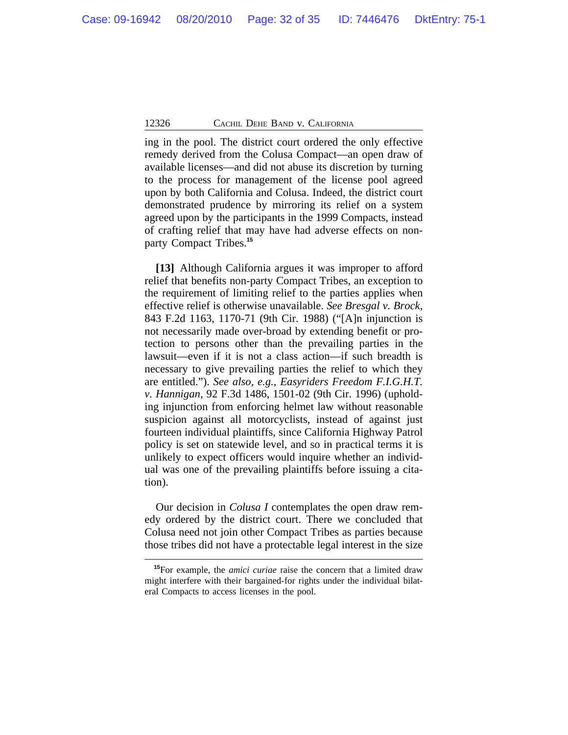ing in the pool. The district court ordered the only effective remedy derived from the Colusa Compact—an open draw of available licenses—and did not abuse its discretion by turning to the process for management of the license pool agreed upon by both California and Colusa. Indeed, the district court demonstrated prudence by mirroring its relief on a system agreed upon by the participants in the 1999 Compacts, instead of crafting relief that may have had adverse effects on non-party Compact Tribes.[15]

**[13]** Although California argues it was improper to afford relief that benefits non-party Compact Tribes, an exception to the requirement of limiting relief to the parties applies when effective relief is otherwise unavailable. *See Bresgal v. Brock*, 843 F.2d 1163, 1170-71 (9th Cir. 1988) ("[A]n injunction is not necessarily made over-broad by extending benefit or protection to persons other than the prevailing parties in the lawsuit—even if it is not a class action—if such breadth is necessary to give prevailing parties the relief to which they are entitled."). *See also, e.g.*, *Easyriders Freedom F.I.G.H.T. v. Hannigan*, 92 F.3d 1486, 1501-02 (9th Cir. 1996) (upholding injunction from enforcing helmet law without reasonable suspicion against all motorcyclists, instead of against just fourteen individual plaintiffs, since California Highway Patrol policy is set on statewide level, and so in practical terms it is unlikely to expect officers would inquire whether an individual was one of the prevailing plaintiffs before issuing a citation).

Our decision in *Colusa I* contemplates the open draw remedy ordered by the district court. There we concluded that Colusa need not join other Compact Tribes as parties because those tribes did not have a protectable legal interest in the size

[15] For example, the *amici curiae* raise the concern that a limited draw might interfere with their bargained-for rights under the individual bilateral Compacts to access licenses in the pool.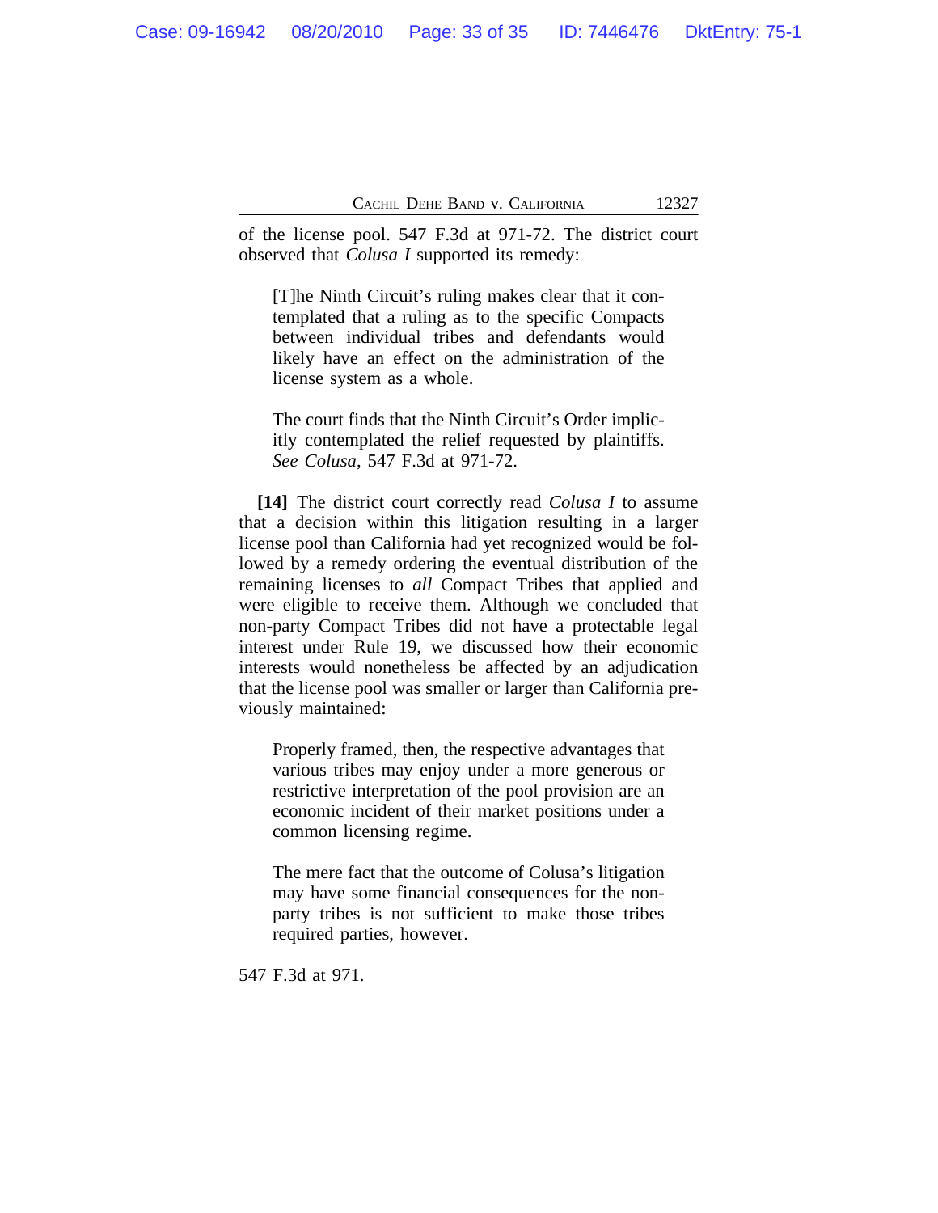of the license pool. 547 F.3d at 971-72. The district court observed that *Colusa I* supported its remedy:

> [T]he Ninth Circuit's ruling makes clear that it contemplated that a ruling as to the specific Compacts between individual tribes and defendants would likely have an effect on the administration of the license system as a whole.
>
> The court finds that the Ninth Circuit's Order implicitly contemplated the relief requested by plaintiffs. *See Colusa*, 547 F.3d at 971-72.

**[14]** The district court correctly read *Colusa I* to assume that a decision within this litigation resulting in a larger license pool than California had yet recognized would be followed by a remedy ordering the eventual distribution of the remaining licenses to *all* Compact Tribes that applied and were eligible to receive them. Although we concluded that non-party Compact Tribes did not have a protectable legal interest under Rule 19, we discussed how their economic interests would nonetheless be affected by an adjudication that the license pool was smaller or larger than California previously maintained:

> Properly framed, then, the respective advantages that various tribes may enjoy under a more generous or restrictive interpretation of the pool provision are an economic incident of their market positions under a common licensing regime.
>
> The mere fact that the outcome of Colusa's litigation may have some financial consequences for the non-party tribes is not sufficient to make those tribes required parties, however.

547 F.3d at 971.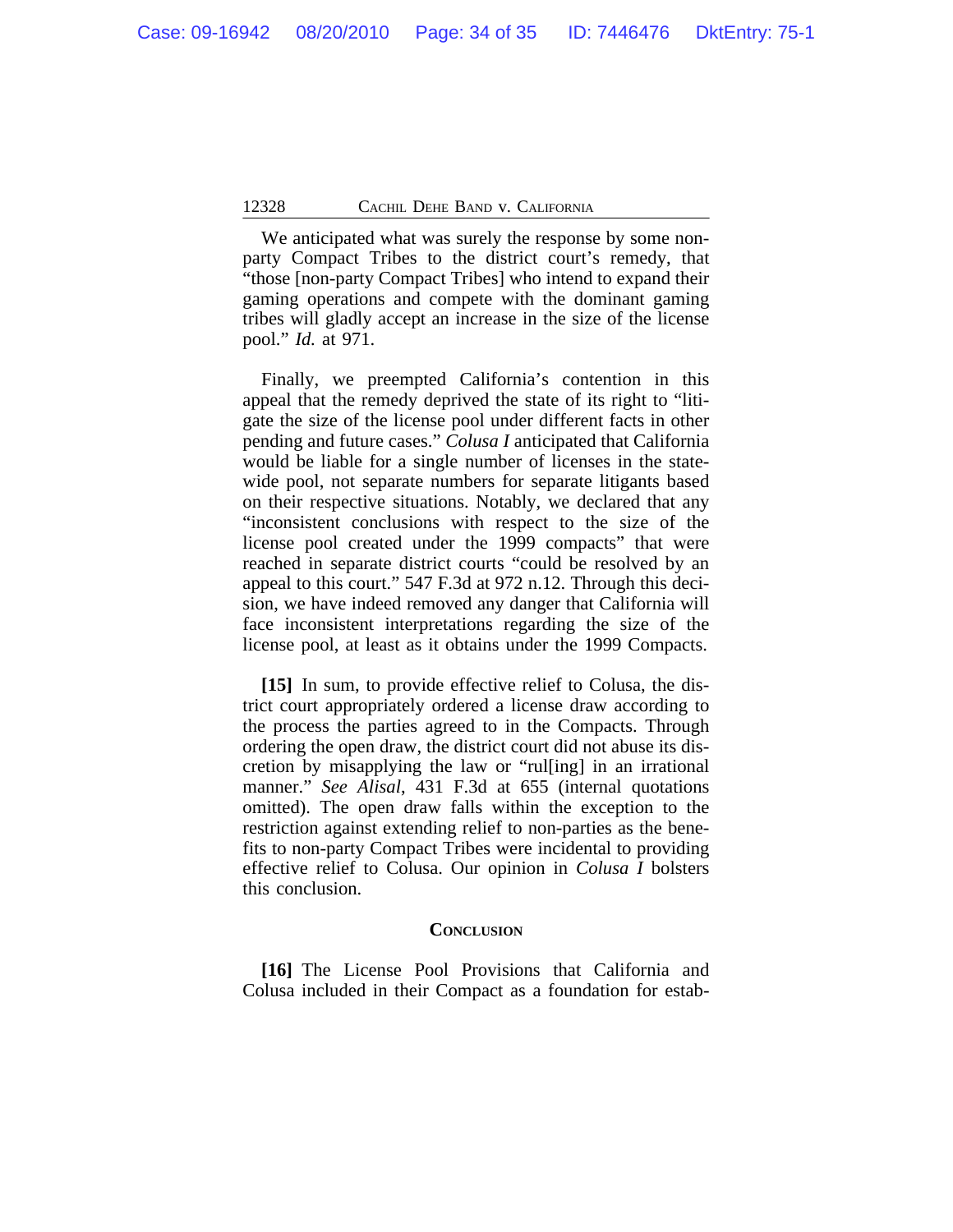We anticipated what was surely the response by some non-party Compact Tribes to the district court's remedy, that "those [non-party Compact Tribes] who intend to expand their gaming operations and compete with the dominant gaming tribes will gladly accept an increase in the size of the license pool." *Id.* at 971.

Finally, we preempted California's contention in this appeal that the remedy deprived the state of its right to "litigate the size of the license pool under different facts in other pending and future cases." *Colusa I* anticipated that California would be liable for a single number of licenses in the statewide pool, not separate numbers for separate litigants based on their respective situations. Notably, we declared that any "inconsistent conclusions with respect to the size of the license pool created under the 1999 compacts" that were reached in separate district courts "could be resolved by an appeal to this court." 547 F.3d at 972 n.12. Through this decision, we have indeed removed any danger that California will face inconsistent interpretations regarding the size of the license pool, at least as it obtains under the 1999 Compacts.

**[15]** In sum, to provide effective relief to Colusa, the district court appropriately ordered a license draw according to the process the parties agreed to in the Compacts. Through ordering the open draw, the district court did not abuse its discretion by misapplying the law or "rul[ing] in an irrational manner." *See Alisal*, 431 F.3d at 655 (internal quotations omitted). The open draw falls within the exception to the restriction against extending relief to non-parties as the benefits to non-party Compact Tribes were incidental to providing effective relief to Colusa. Our opinion in *Colusa I* bolsters this conclusion.

## CONCLUSION

**[16]** The License Pool Provisions that California and Colusa included in their Compact as a foundation for estab-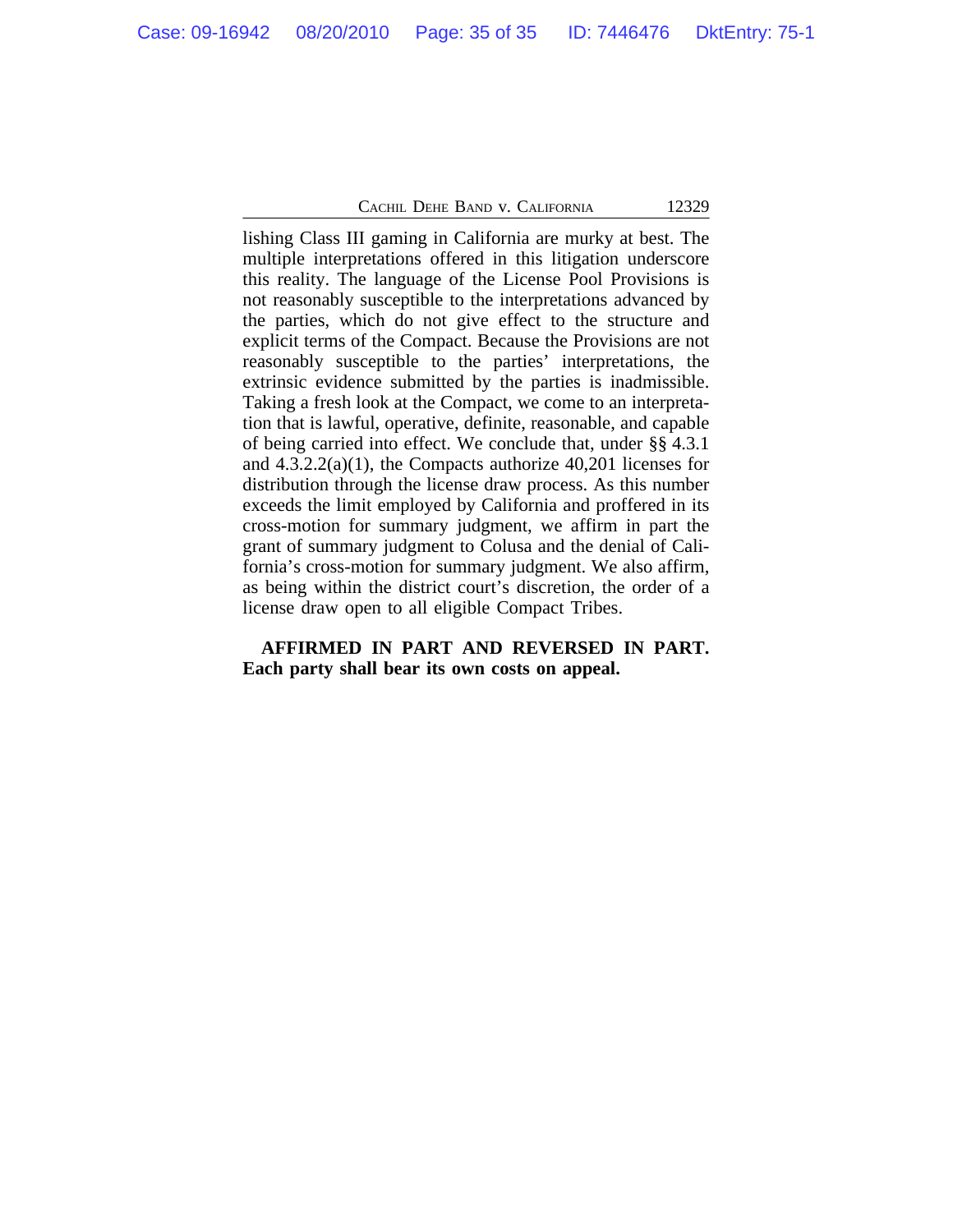lishing Class III gaming in California are murky at best. The multiple interpretations offered in this litigation underscore this reality. The language of the License Pool Provisions is not reasonably susceptible to the interpretations advanced by the parties, which do not give effect to the structure and explicit terms of the Compact. Because the Provisions are not reasonably susceptible to the parties' interpretations, the extrinsic evidence submitted by the parties is inadmissible. Taking a fresh look at the Compact, we come to an interpretation that is lawful, operative, definite, reasonable, and capable of being carried into effect. We conclude that, under §§ 4.3.1 and 4.3.2.2(a)(1), the Compacts authorize 40,201 licenses for distribution through the license draw process. As this number exceeds the limit employed by California and proffered in its cross-motion for summary judgment, we affirm in part the grant of summary judgment to Colusa and the denial of California's cross-motion for summary judgment. We also affirm, as being within the district court's discretion, the order of a license draw open to all eligible Compact Tribes.

**AFFIRMED IN PART AND REVERSED IN PART. Each party shall bear its own costs on appeal.**